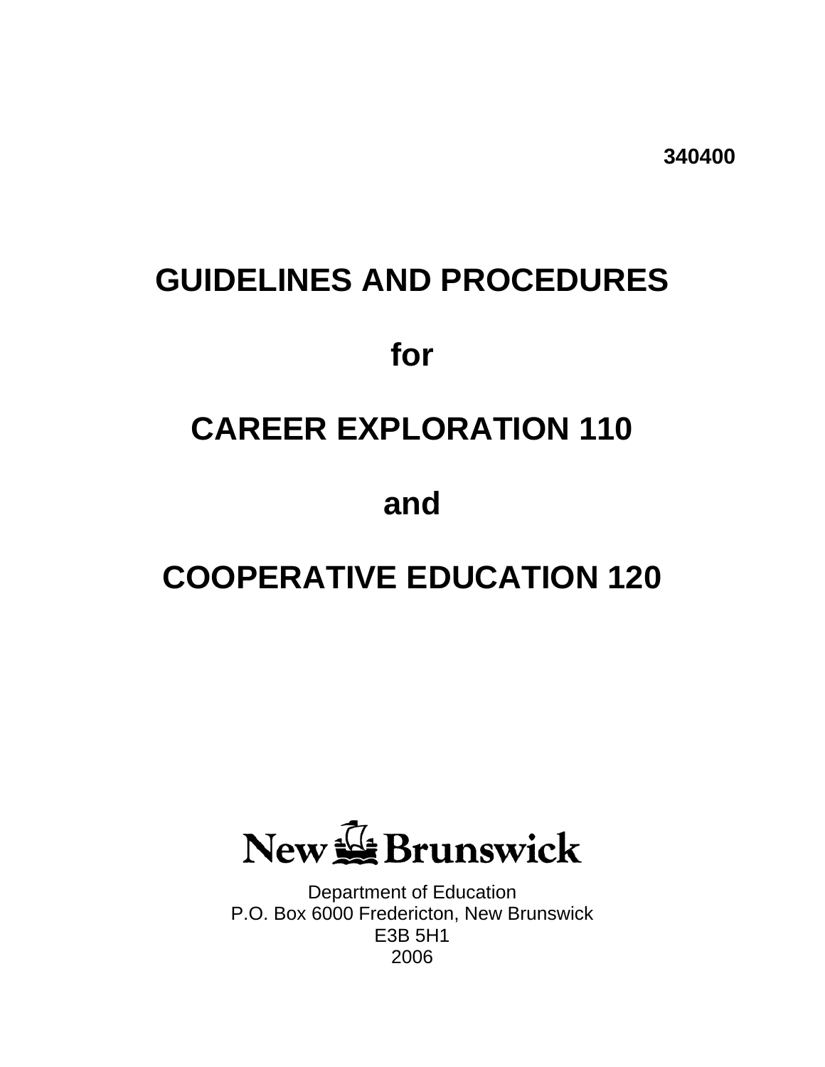340400

# GUIDELINES AND PROCEDURES

# for

# CAREER EXPLORATION 110

# and

# COOPERATIVE EDUCATION 120

New Brunswick

Department of Education
P.O. Box 6000 Fredericton, New Brunswick
E3B 5H1
2006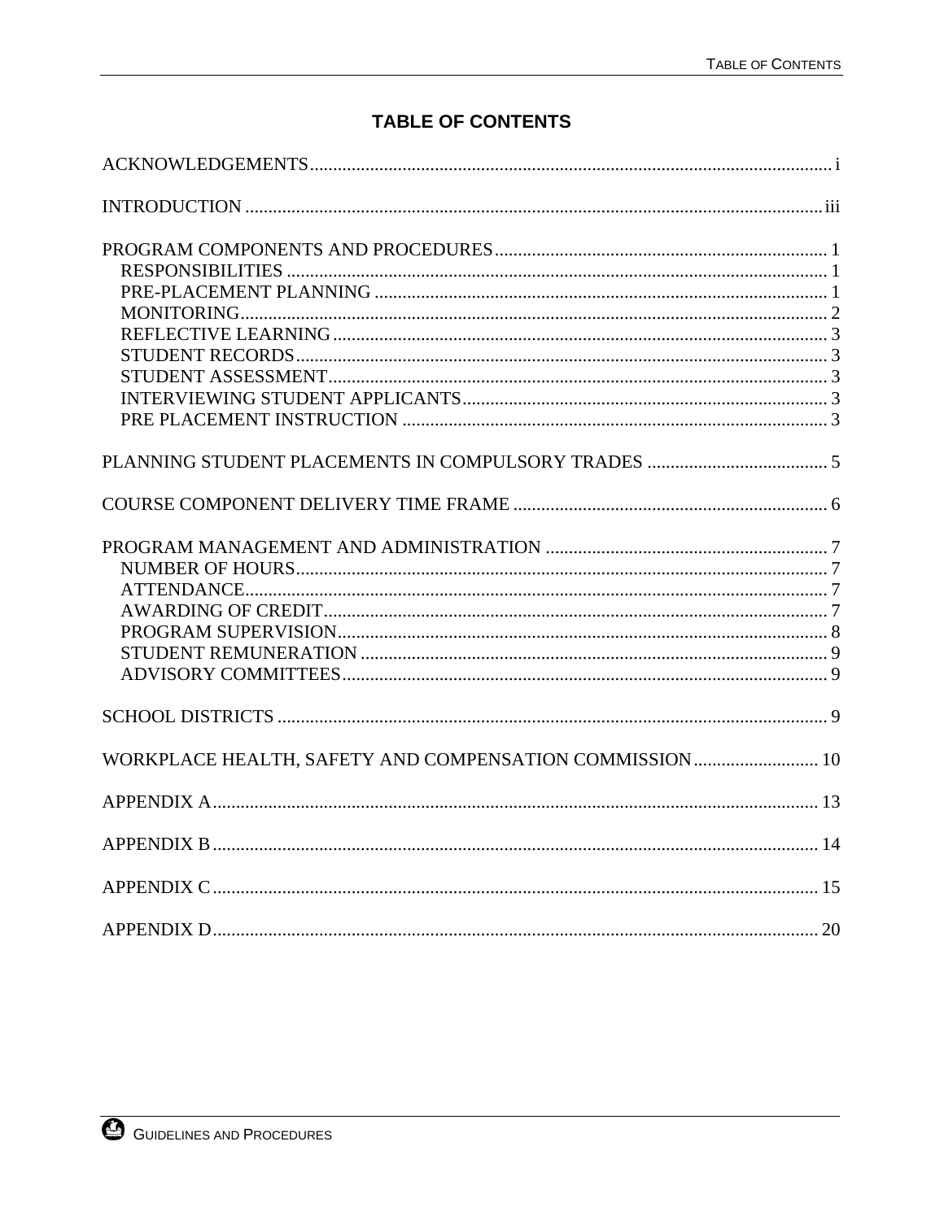# TABLE OF CONTENTS

ACKNOWLEDGEMENTS ..... i

INTRODUCTION ..... iii

PROGRAM COMPONENTS AND PROCEDURES ..... 1
- RESPONSIBILITIES ..... 1
- PRE-PLACEMENT PLANNING ..... 1
- MONITORING ..... 2
- REFLECTIVE LEARNING ..... 3
- STUDENT RECORDS ..... 3
- STUDENT ASSESSMENT ..... 3
- INTERVIEWING STUDENT APPLICANTS ..... 3
- PRE PLACEMENT INSTRUCTION ..... 3

PLANNING STUDENT PLACEMENTS IN COMPULSORY TRADES ..... 5

COURSE COMPONENT DELIVERY TIME FRAME ..... 6

PROGRAM MANAGEMENT AND ADMINISTRATION ..... 7
- NUMBER OF HOURS ..... 7
- ATTENDANCE ..... 7
- AWARDING OF CREDIT ..... 7
- PROGRAM SUPERVISION ..... 8
- STUDENT REMUNERATION ..... 9
- ADVISORY COMMITTEES ..... 9

SCHOOL DISTRICTS ..... 9

WORKPLACE HEALTH, SAFETY AND COMPENSATION COMMISSION ..... 10

APPENDIX A ..... 13

APPENDIX B ..... 14

APPENDIX C ..... 15

APPENDIX D ..... 20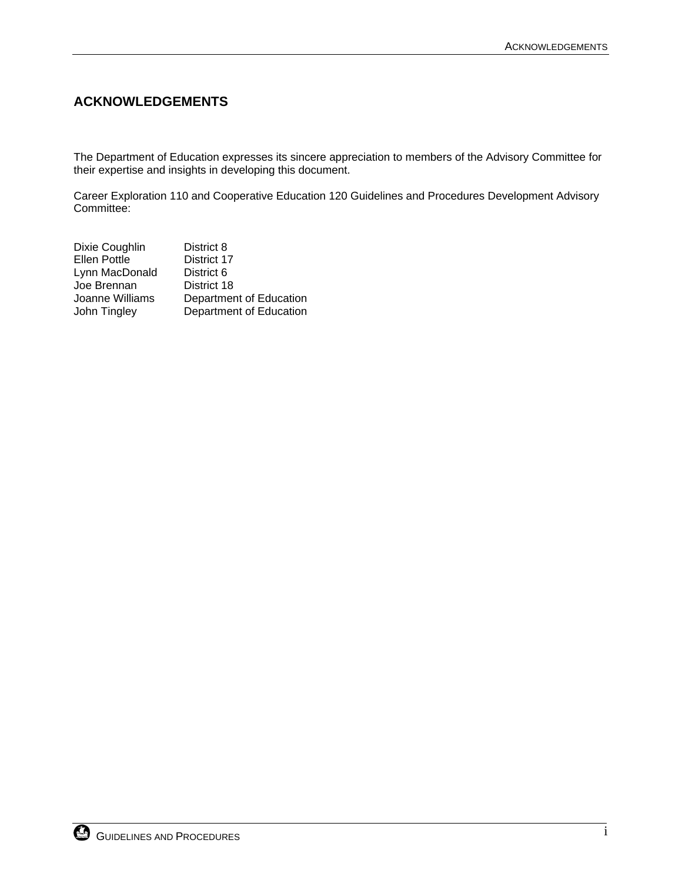## ACKNOWLEDGEMENTS

The Department of Education expresses its sincere appreciation to members of the Advisory Committee for their expertise and insights in developing this document.

Career Exploration 110 and Cooperative Education 120 Guidelines and Procedures Development Advisory Committee:

| | |
|---|---|
| Dixie Coughlin | District 8 |
| Ellen Pottle | District 17 |
| Lynn MacDonald | District 6 |
| Joe Brennan | District 18 |
| Joanne Williams | Department of Education |
| John Tingley | Department of Education |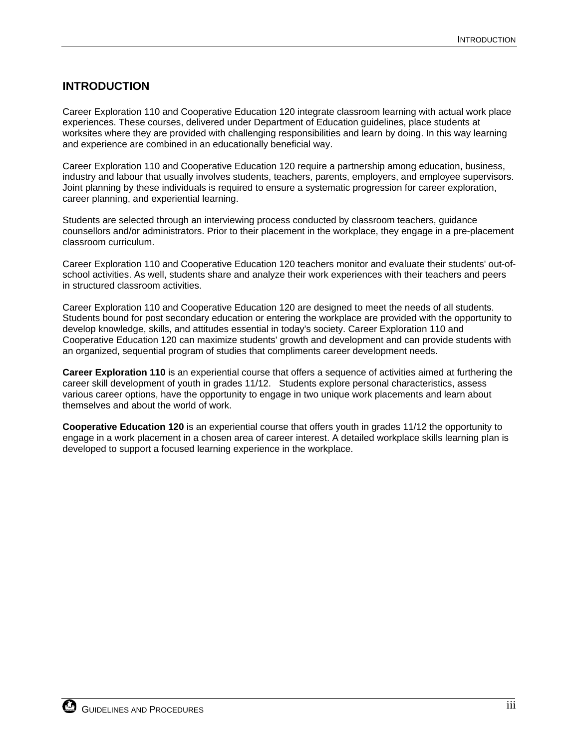# INTRODUCTION

Career Exploration 110 and Cooperative Education 120 integrate classroom learning with actual work place experiences. These courses, delivered under Department of Education guidelines, place students at worksites where they are provided with challenging responsibilities and learn by doing. In this way learning and experience are combined in an educationally beneficial way.

Career Exploration 110 and Cooperative Education 120 require a partnership among education, business, industry and labour that usually involves students, teachers, parents, employers, and employee supervisors. Joint planning by these individuals is required to ensure a systematic progression for career exploration, career planning, and experiential learning.

Students are selected through an interviewing process conducted by classroom teachers, guidance counsellors and/or administrators. Prior to their placement in the workplace, they engage in a pre-placement classroom curriculum.

Career Exploration 110 and Cooperative Education 120 teachers monitor and evaluate their students' out-of-school activities. As well, students share and analyze their work experiences with their teachers and peers in structured classroom activities.

Career Exploration 110 and Cooperative Education 120 are designed to meet the needs of all students. Students bound for post secondary education or entering the workplace are provided with the opportunity to develop knowledge, skills, and attitudes essential in today's society. Career Exploration 110 and Cooperative Education 120 can maximize students' growth and development and can provide students with an organized, sequential program of studies that compliments career development needs.

**Career Exploration 110** is an experiential course that offers a sequence of activities aimed at furthering the career skill development of youth in grades 11/12. Students explore personal characteristics, assess various career options, have the opportunity to engage in two unique work placements and learn about themselves and about the world of work.

**Cooperative Education 120** is an experiential course that offers youth in grades 11/12 the opportunity to engage in a work placement in a chosen area of career interest. A detailed workplace skills learning plan is developed to support a focused learning experience in the workplace.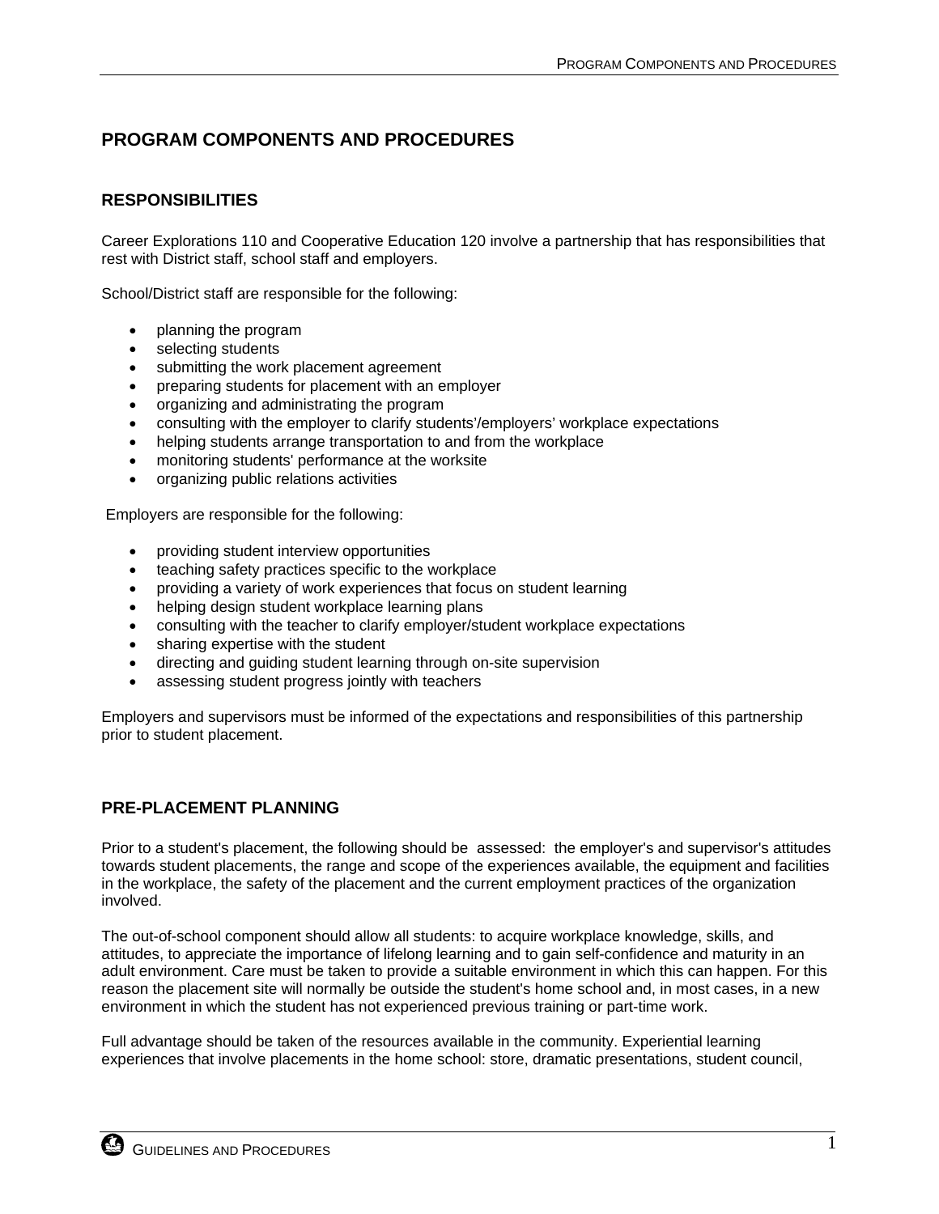# PROGRAM COMPONENTS AND PROCEDURES

## RESPONSIBILITIES

Career Explorations 110 and Cooperative Education 120 involve a partnership that has responsibilities that rest with District staff, school staff and employers.

School/District staff are responsible for the following:

- planning the program
- selecting students
- submitting the work placement agreement
- preparing students for placement with an employer
- organizing and administrating the program
- consulting with the employer to clarify students'/employers' workplace expectations
- helping students arrange transportation to and from the workplace
- monitoring students' performance at the worksite
- organizing public relations activities

Employers are responsible for the following:

- providing student interview opportunities
- teaching safety practices specific to the workplace
- providing a variety of work experiences that focus on student learning
- helping design student workplace learning plans
- consulting with the teacher to clarify employer/student workplace expectations
- sharing expertise with the student
- directing and guiding student learning through on-site supervision
- assessing student progress jointly with teachers

Employers and supervisors must be informed of the expectations and responsibilities of this partnership prior to student placement.

## PRE-PLACEMENT PLANNING

Prior to a student's placement, the following should be assessed: the employer's and supervisor's attitudes towards student placements, the range and scope of the experiences available, the equipment and facilities in the workplace, the safety of the placement and the current employment practices of the organization involved.

The out-of-school component should allow all students: to acquire workplace knowledge, skills, and attitudes, to appreciate the importance of lifelong learning and to gain self-confidence and maturity in an adult environment. Care must be taken to provide a suitable environment in which this can happen. For this reason the placement site will normally be outside the student's home school and, in most cases, in a new environment in which the student has not experienced previous training or part-time work.

Full advantage should be taken of the resources available in the community. Experiential learning experiences that involve placements in the home school: store, dramatic presentations, student council,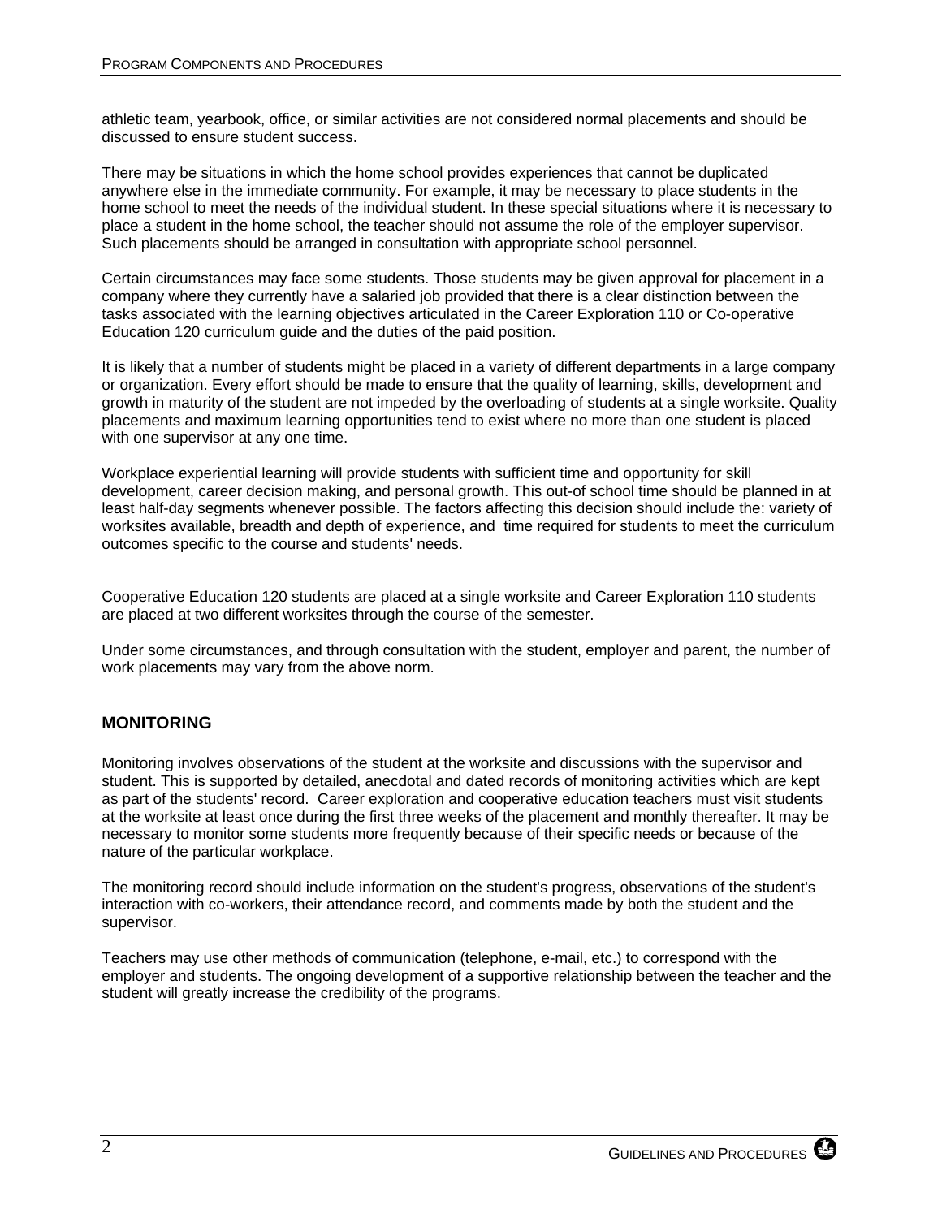athletic team, yearbook, office, or similar activities are not considered normal placements and should be discussed to ensure student success.

There may be situations in which the home school provides experiences that cannot be duplicated anywhere else in the immediate community. For example, it may be necessary to place students in the home school to meet the needs of the individual student. In these special situations where it is necessary to place a student in the home school, the teacher should not assume the role of the employer supervisor. Such placements should be arranged in consultation with appropriate school personnel.

Certain circumstances may face some students. Those students may be given approval for placement in a company where they currently have a salaried job provided that there is a clear distinction between the tasks associated with the learning objectives articulated in the Career Exploration 110 or Co-operative Education 120 curriculum guide and the duties of the paid position.

It is likely that a number of students might be placed in a variety of different departments in a large company or organization. Every effort should be made to ensure that the quality of learning, skills, development and growth in maturity of the student are not impeded by the overloading of students at a single worksite. Quality placements and maximum learning opportunities tend to exist where no more than one student is placed with one supervisor at any one time.

Workplace experiential learning will provide students with sufficient time and opportunity for skill development, career decision making, and personal growth. This out-of school time should be planned in at least half-day segments whenever possible. The factors affecting this decision should include the: variety of worksites available, breadth and depth of experience, and time required for students to meet the curriculum outcomes specific to the course and students' needs.

Cooperative Education 120 students are placed at a single worksite and Career Exploration 110 students are placed at two different worksites through the course of the semester.

Under some circumstances, and through consultation with the student, employer and parent, the number of work placements may vary from the above norm.

## MONITORING

Monitoring involves observations of the student at the worksite and discussions with the supervisor and student. This is supported by detailed, anecdotal and dated records of monitoring activities which are kept as part of the students' record. Career exploration and cooperative education teachers must visit students at the worksite at least once during the first three weeks of the placement and monthly thereafter. It may be necessary to monitor some students more frequently because of their specific needs or because of the nature of the particular workplace.

The monitoring record should include information on the student's progress, observations of the student's interaction with co-workers, their attendance record, and comments made by both the student and the supervisor.

Teachers may use other methods of communication (telephone, e-mail, etc.) to correspond with the employer and students. The ongoing development of a supportive relationship between the teacher and the student will greatly increase the credibility of the programs.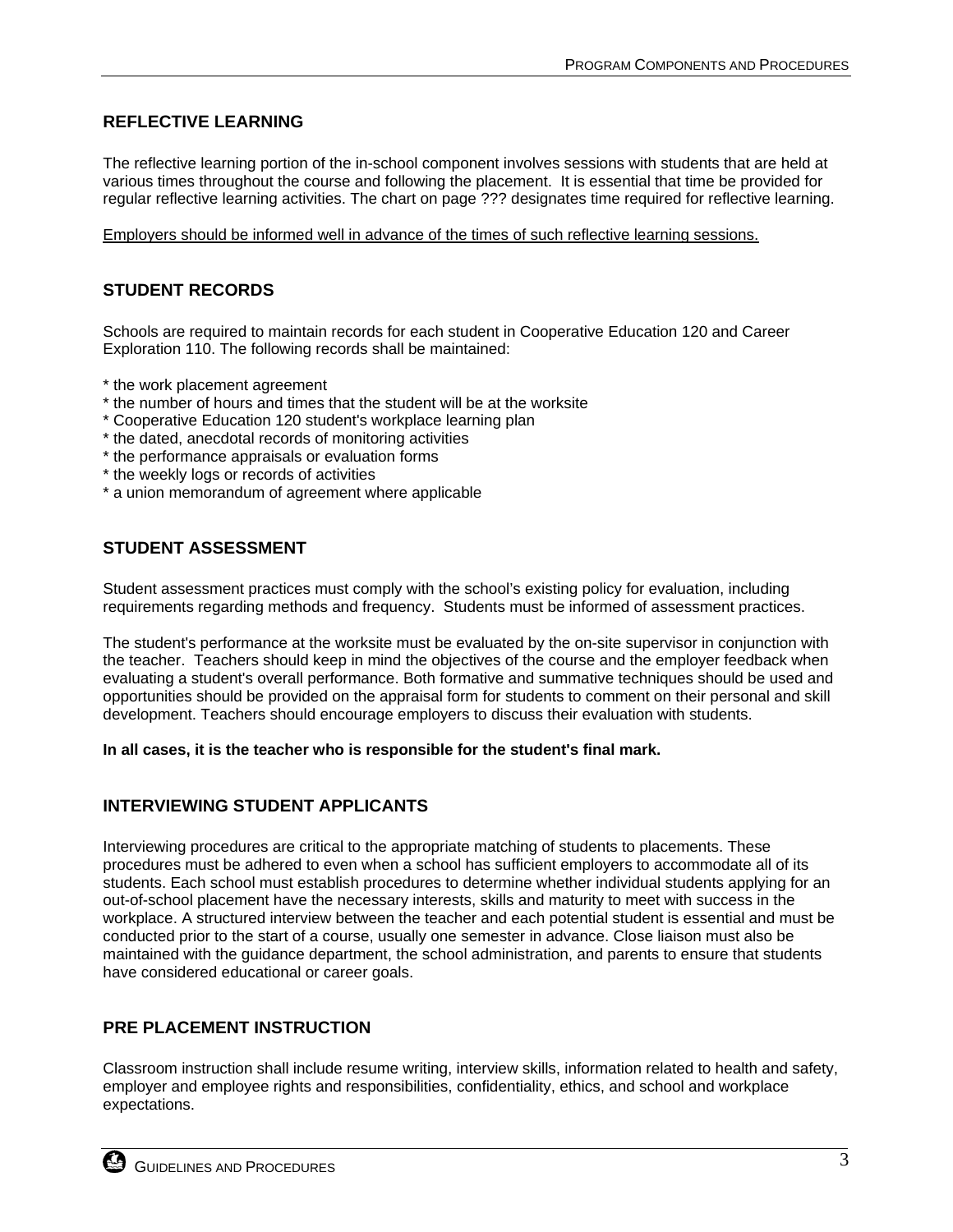## REFLECTIVE LEARNING

The reflective learning portion of the in-school component involves sessions with students that are held at various times throughout the course and following the placement. It is essential that time be provided for regular reflective learning activities. The chart on page ??? designates time required for reflective learning.

<u>Employers should be informed well in advance of the times of such reflective learning sessions.</u>

## STUDENT RECORDS

Schools are required to maintain records for each student in Cooperative Education 120 and Career Exploration 110. The following records shall be maintained:

* the work placement agreement
* the number of hours and times that the student will be at the worksite
* Cooperative Education 120 student's workplace learning plan
* the dated, anecdotal records of monitoring activities
* the performance appraisals or evaluation forms
* the weekly logs or records of activities
* a union memorandum of agreement where applicable

## STUDENT ASSESSMENT

Student assessment practices must comply with the school's existing policy for evaluation, including requirements regarding methods and frequency. Students must be informed of assessment practices.

The student's performance at the worksite must be evaluated by the on-site supervisor in conjunction with the teacher. Teachers should keep in mind the objectives of the course and the employer feedback when evaluating a student's overall performance. Both formative and summative techniques should be used and opportunities should be provided on the appraisal form for students to comment on their personal and skill development. Teachers should encourage employers to discuss their evaluation with students.

**In all cases, it is the teacher who is responsible for the student's final mark.**

## INTERVIEWING STUDENT APPLICANTS

Interviewing procedures are critical to the appropriate matching of students to placements. These procedures must be adhered to even when a school has sufficient employers to accommodate all of its students. Each school must establish procedures to determine whether individual students applying for an out-of-school placement have the necessary interests, skills and maturity to meet with success in the workplace. A structured interview between the teacher and each potential student is essential and must be conducted prior to the start of a course, usually one semester in advance. Close liaison must also be maintained with the guidance department, the school administration, and parents to ensure that students have considered educational or career goals.

## PRE PLACEMENT INSTRUCTION

Classroom instruction shall include resume writing, interview skills, information related to health and safety, employer and employee rights and responsibilities, confidentiality, ethics, and school and workplace expectations.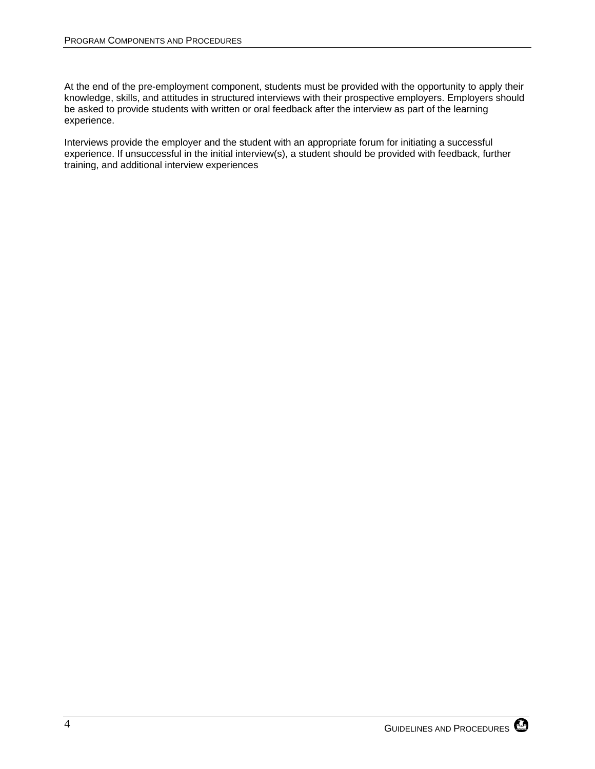At the end of the pre-employment component, students must be provided with the opportunity to apply their knowledge, skills, and attitudes in structured interviews with their prospective employers. Employers should be asked to provide students with written or oral feedback after the interview as part of the learning experience.

Interviews provide the employer and the student with an appropriate forum for initiating a successful experience. If unsuccessful in the initial interview(s), a student should be provided with feedback, further training, and additional interview experiences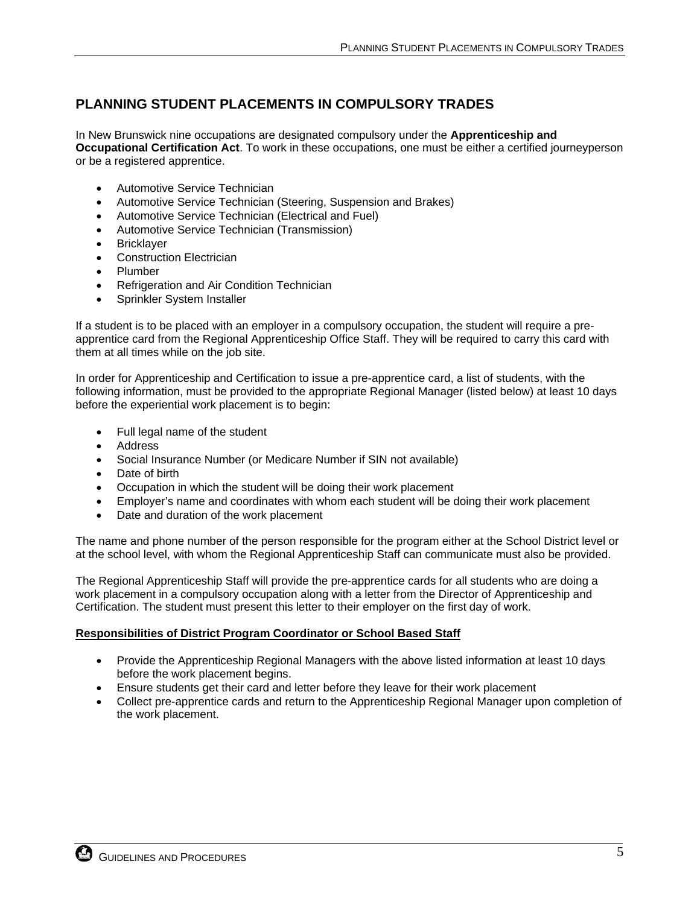# PLANNING STUDENT PLACEMENTS IN COMPULSORY TRADES

In New Brunswick nine occupations are designated compulsory under the **Apprenticeship and Occupational Certification Act**. To work in these occupations, one must be either a certified journeyperson or be a registered apprentice.

- Automotive Service Technician
- Automotive Service Technician (Steering, Suspension and Brakes)
- Automotive Service Technician (Electrical and Fuel)
- Automotive Service Technician (Transmission)
- Bricklayer
- Construction Electrician
- Plumber
- Refrigeration and Air Condition Technician
- Sprinkler System Installer

If a student is to be placed with an employer in a compulsory occupation, the student will require a pre-apprentice card from the Regional Apprenticeship Office Staff. They will be required to carry this card with them at all times while on the job site.

In order for Apprenticeship and Certification to issue a pre-apprentice card, a list of students, with the following information, must be provided to the appropriate Regional Manager (listed below) at least 10 days before the experiential work placement is to begin:

- Full legal name of the student
- Address
- Social Insurance Number (or Medicare Number if SIN not available)
- Date of birth
- Occupation in which the student will be doing their work placement
- Employer's name and coordinates with whom each student will be doing their work placement
- Date and duration of the work placement

The name and phone number of the person responsible for the program either at the School District level or at the school level, with whom the Regional Apprenticeship Staff can communicate must also be provided.

The Regional Apprenticeship Staff will provide the pre-apprentice cards for all students who are doing a work placement in a compulsory occupation along with a letter from the Director of Apprenticeship and Certification. The student must present this letter to their employer on the first day of work.

**Responsibilities of District Program Coordinator or School Based Staff**

- Provide the Apprenticeship Regional Managers with the above listed information at least 10 days before the work placement begins.
- Ensure students get their card and letter before they leave for their work placement
- Collect pre-apprentice cards and return to the Apprenticeship Regional Manager upon completion of the work placement.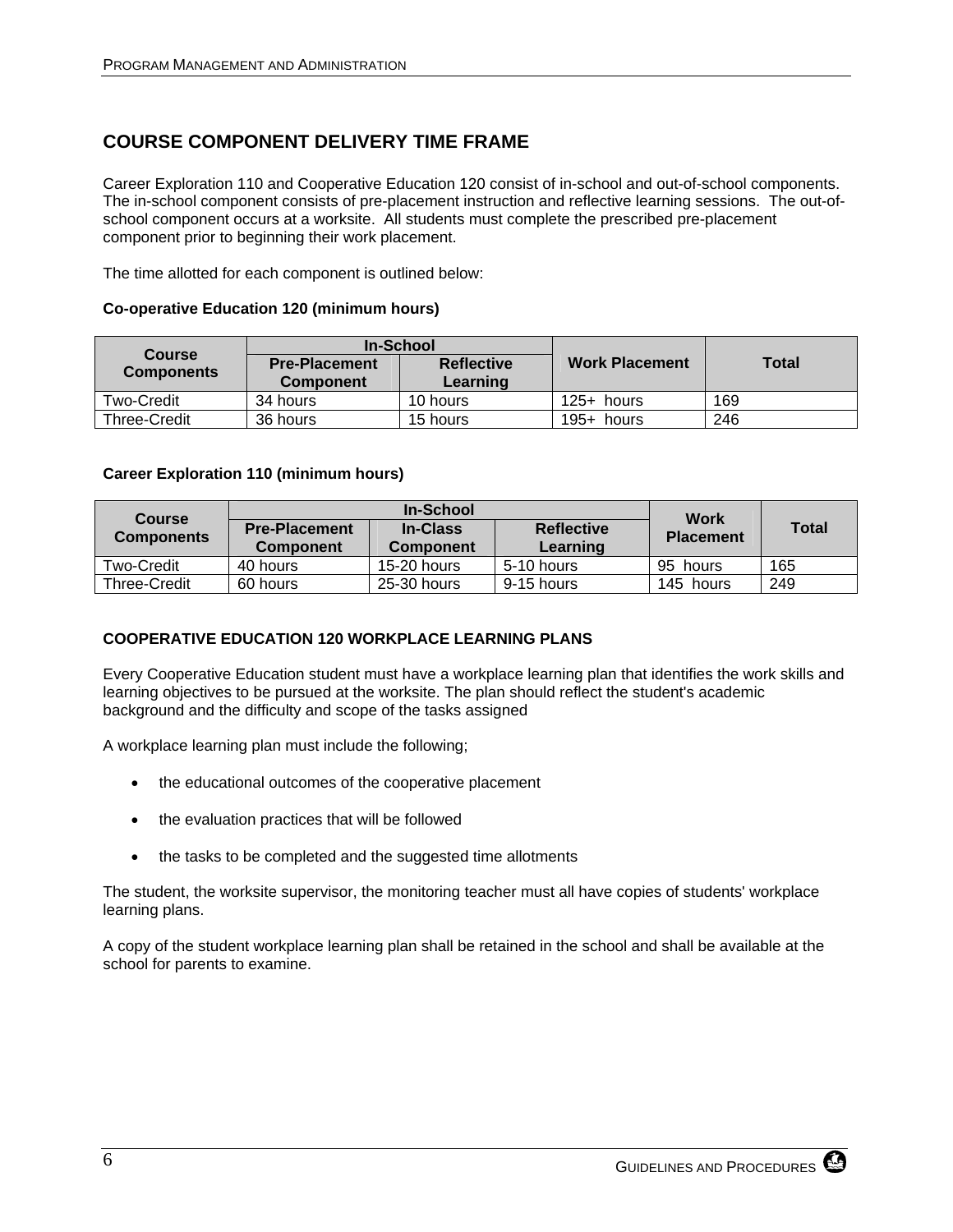## COURSE COMPONENT DELIVERY TIME FRAME

Career Exploration 110 and Cooperative Education 120 consist of in-school and out-of-school components. The in-school component consists of pre-placement instruction and reflective learning sessions. The out-of-school component occurs at a worksite. All students must complete the prescribed pre-placement component prior to beginning their work placement.

The time allotted for each component is outlined below:

**Co-operative Education 120 (minimum hours)**

| Course Components | In-School | | Work Placement | Total |
|---|---|---|---|---|
| | Pre-Placement Component | Reflective Learning | | |
| Two-Credit | 34 hours | 10 hours | 125+ hours | 169 |
| Three-Credit | 36 hours | 15 hours | 195+ hours | 246 |

**Career Exploration 110 (minimum hours)**

| Course Components | In-School | | | Work Placement | Total |
|---|---|---|---|---|---|
| | Pre-Placement Component | In-Class Component | Reflective Learning | | |
| Two-Credit | 40 hours | 15-20 hours | 5-10 hours | 95 hours | 165 |
| Three-Credit | 60 hours | 25-30 hours | 9-15 hours | 145 hours | 249 |

### COOPERATIVE EDUCATION 120 WORKPLACE LEARNING PLANS

Every Cooperative Education student must have a workplace learning plan that identifies the work skills and learning objectives to be pursued at the worksite. The plan should reflect the student's academic background and the difficulty and scope of the tasks assigned

A workplace learning plan must include the following;

- the educational outcomes of the cooperative placement
- the evaluation practices that will be followed
- the tasks to be completed and the suggested time allotments

The student, the worksite supervisor, the monitoring teacher must all have copies of students' workplace learning plans.

A copy of the student workplace learning plan shall be retained in the school and shall be available at the school for parents to examine.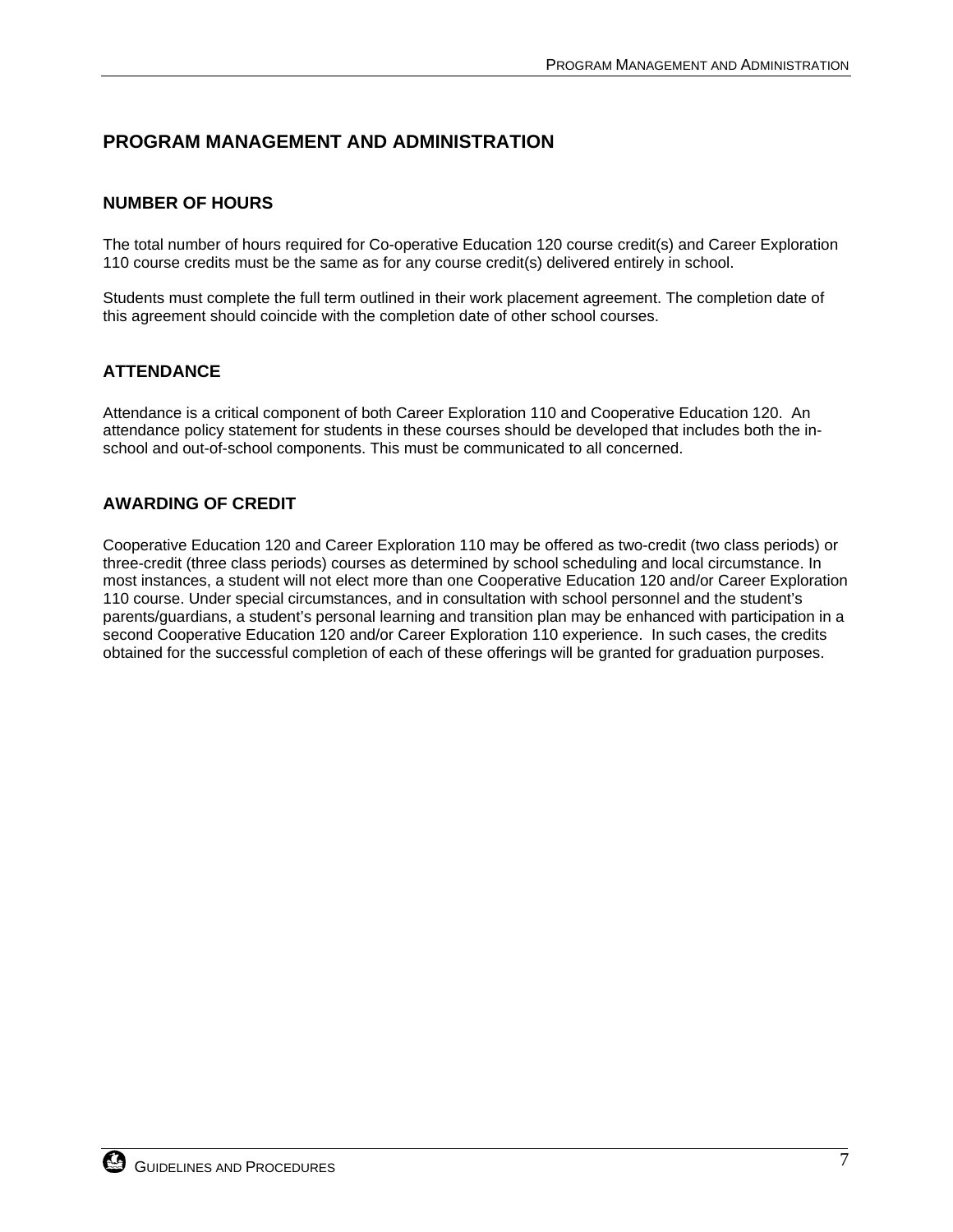# PROGRAM MANAGEMENT AND ADMINISTRATION

## NUMBER OF HOURS

The total number of hours required for Co-operative Education 120 course credit(s) and Career Exploration 110 course credits must be the same as for any course credit(s) delivered entirely in school.

Students must complete the full term outlined in their work placement agreement. The completion date of this agreement should coincide with the completion date of other school courses.

## ATTENDANCE

Attendance is a critical component of both Career Exploration 110 and Cooperative Education 120. An attendance policy statement for students in these courses should be developed that includes both the in-school and out-of-school components. This must be communicated to all concerned.

## AWARDING OF CREDIT

Cooperative Education 120 and Career Exploration 110 may be offered as two-credit (two class periods) or three-credit (three class periods) courses as determined by school scheduling and local circumstance. In most instances, a student will not elect more than one Cooperative Education 120 and/or Career Exploration 110 course. Under special circumstances, and in consultation with school personnel and the student's parents/guardians, a student's personal learning and transition plan may be enhanced with participation in a second Cooperative Education 120 and/or Career Exploration 110 experience. In such cases, the credits obtained for the successful completion of each of these offerings will be granted for graduation purposes.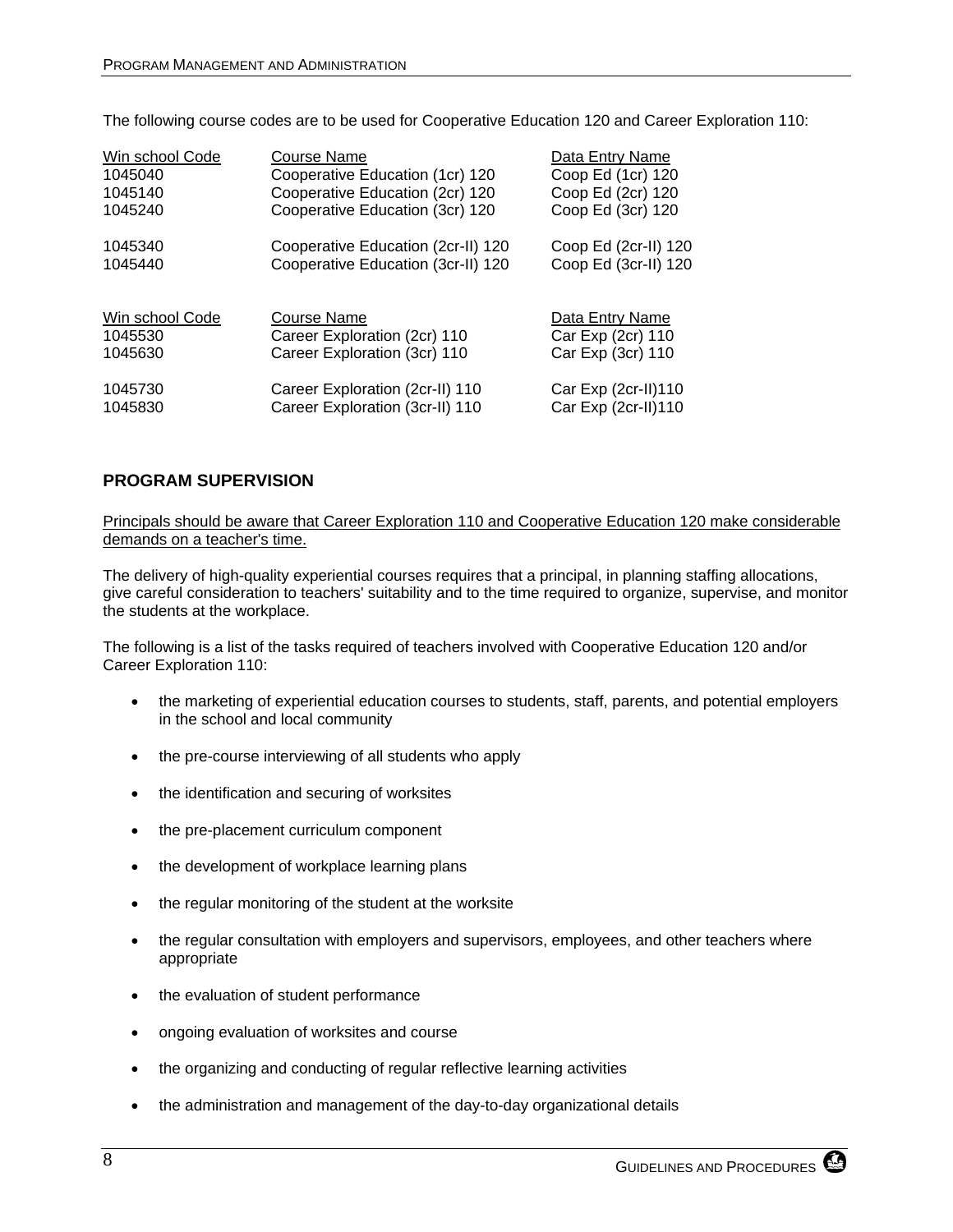The following course codes are to be used for Cooperative Education 120 and Career Exploration 110:

| Win school Code | Course Name | Data Entry Name |
|---|---|---|
| 1045040 | Cooperative Education (1cr) 120 | Coop Ed (1cr) 120 |
| 1045140 | Cooperative Education (2cr) 120 | Coop Ed (2cr) 120 |
| 1045240 | Cooperative Education (3cr) 120 | Coop Ed (3cr) 120 |
| 1045340 | Cooperative Education (2cr-II) 120 | Coop Ed (2cr-II) 120 |
| 1045440 | Cooperative Education (3cr-II) 120 | Coop Ed (3cr-II) 120 |

| Win school Code | Course Name | Data Entry Name |
|---|---|---|
| 1045530 | Career Exploration (2cr) 110 | Car Exp (2cr) 110 |
| 1045630 | Career Exploration (3cr) 110 | Car Exp (3cr) 110 |
| 1045730 | Career Exploration (2cr-II) 110 | Car Exp (2cr-II)110 |
| 1045830 | Career Exploration (3cr-II) 110 | Car Exp (2cr-II)110 |

## PROGRAM SUPERVISION

Principals should be aware that Career Exploration 110 and Cooperative Education 120 make considerable demands on a teacher's time.

The delivery of high-quality experiential courses requires that a principal, in planning staffing allocations, give careful consideration to teachers' suitability and to the time required to organize, supervise, and monitor the students at the workplace.

The following is a list of the tasks required of teachers involved with Cooperative Education 120 and/or Career Exploration 110:

- the marketing of experiential education courses to students, staff, parents, and potential employers in the school and local community
- the pre-course interviewing of all students who apply
- the identification and securing of worksites
- the pre-placement curriculum component
- the development of workplace learning plans
- the regular monitoring of the student at the worksite
- the regular consultation with employers and supervisors, employees, and other teachers where appropriate
- the evaluation of student performance
- ongoing evaluation of worksites and course
- the organizing and conducting of regular reflective learning activities
- the administration and management of the day-to-day organizational details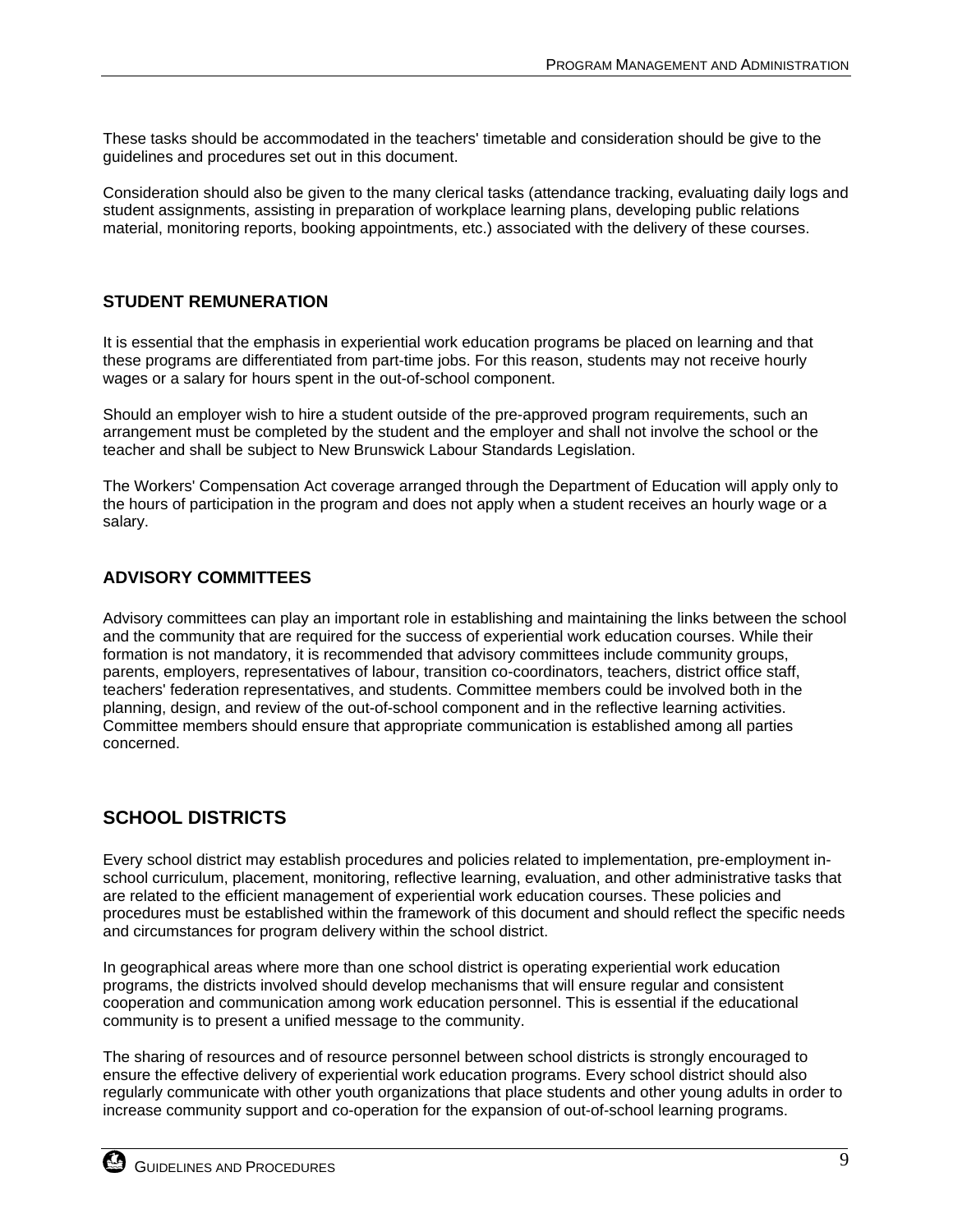These tasks should be accommodated in the teachers' timetable and consideration should be give to the guidelines and procedures set out in this document.

Consideration should also be given to the many clerical tasks (attendance tracking, evaluating daily logs and student assignments, assisting in preparation of workplace learning plans, developing public relations material, monitoring reports, booking appointments, etc.) associated with the delivery of these courses.

### STUDENT REMUNERATION

It is essential that the emphasis in experiential work education programs be placed on learning and that these programs are differentiated from part-time jobs. For this reason, students may not receive hourly wages or a salary for hours spent in the out-of-school component.

Should an employer wish to hire a student outside of the pre-approved program requirements, such an arrangement must be completed by the student and the employer and shall not involve the school or the teacher and shall be subject to New Brunswick Labour Standards Legislation.

The Workers' Compensation Act coverage arranged through the Department of Education will apply only to the hours of participation in the program and does not apply when a student receives an hourly wage or a salary.

### ADVISORY COMMITTEES

Advisory committees can play an important role in establishing and maintaining the links between the school and the community that are required for the success of experiential work education courses. While their formation is not mandatory, it is recommended that advisory committees include community groups, parents, employers, representatives of labour, transition co-coordinators, teachers, district office staff, teachers' federation representatives, and students. Committee members could be involved both in the planning, design, and review of the out-of-school component and in the reflective learning activities. Committee members should ensure that appropriate communication is established among all parties concerned.

## SCHOOL DISTRICTS

Every school district may establish procedures and policies related to implementation, pre-employment in-school curriculum, placement, monitoring, reflective learning, evaluation, and other administrative tasks that are related to the efficient management of experiential work education courses. These policies and procedures must be established within the framework of this document and should reflect the specific needs and circumstances for program delivery within the school district.

In geographical areas where more than one school district is operating experiential work education programs, the districts involved should develop mechanisms that will ensure regular and consistent cooperation and communication among work education personnel. This is essential if the educational community is to present a unified message to the community.

The sharing of resources and of resource personnel between school districts is strongly encouraged to ensure the effective delivery of experiential work education programs. Every school district should also regularly communicate with other youth organizations that place students and other young adults in order to increase community support and co-operation for the expansion of out-of-school learning programs.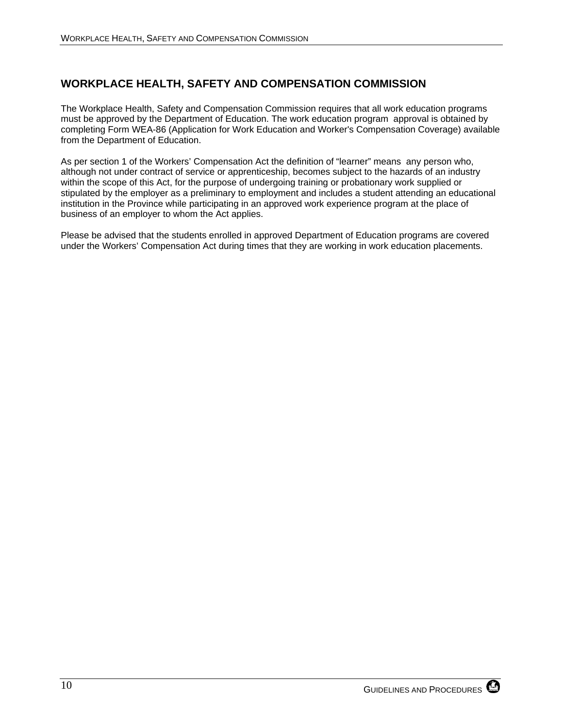## WORKPLACE HEALTH, SAFETY AND COMPENSATION COMMISSION

The Workplace Health, Safety and Compensation Commission requires that all work education programs must be approved by the Department of Education. The work education program approval is obtained by completing Form WEA-86 (Application for Work Education and Worker's Compensation Coverage) available from the Department of Education.

As per section 1 of the Workers' Compensation Act the definition of "learner" means any person who, although not under contract of service or apprenticeship, becomes subject to the hazards of an industry within the scope of this Act, for the purpose of undergoing training or probationary work supplied or stipulated by the employer as a preliminary to employment and includes a student attending an educational institution in the Province while participating in an approved work experience program at the place of business of an employer to whom the Act applies.

Please be advised that the students enrolled in approved Department of Education programs are covered under the Workers' Compensation Act during times that they are working in work education placements.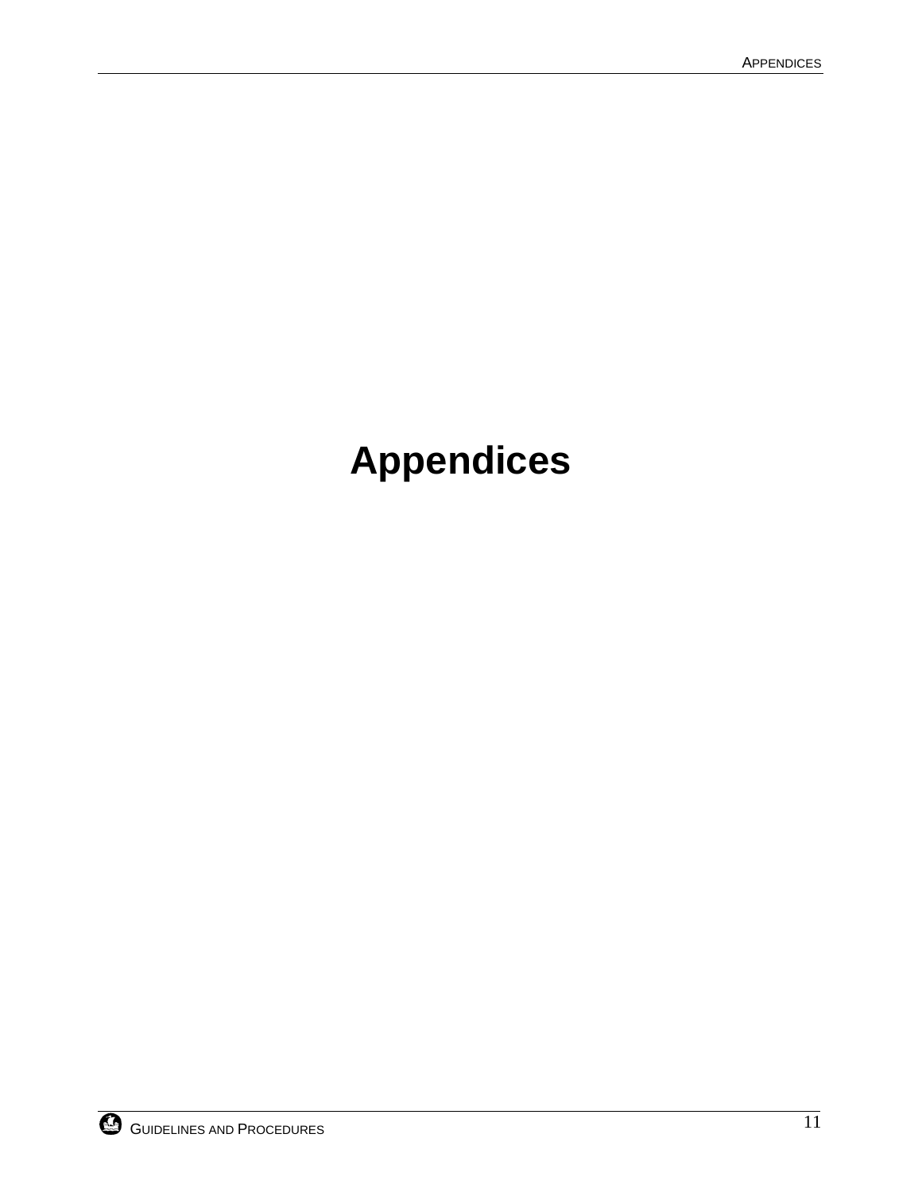# Appendices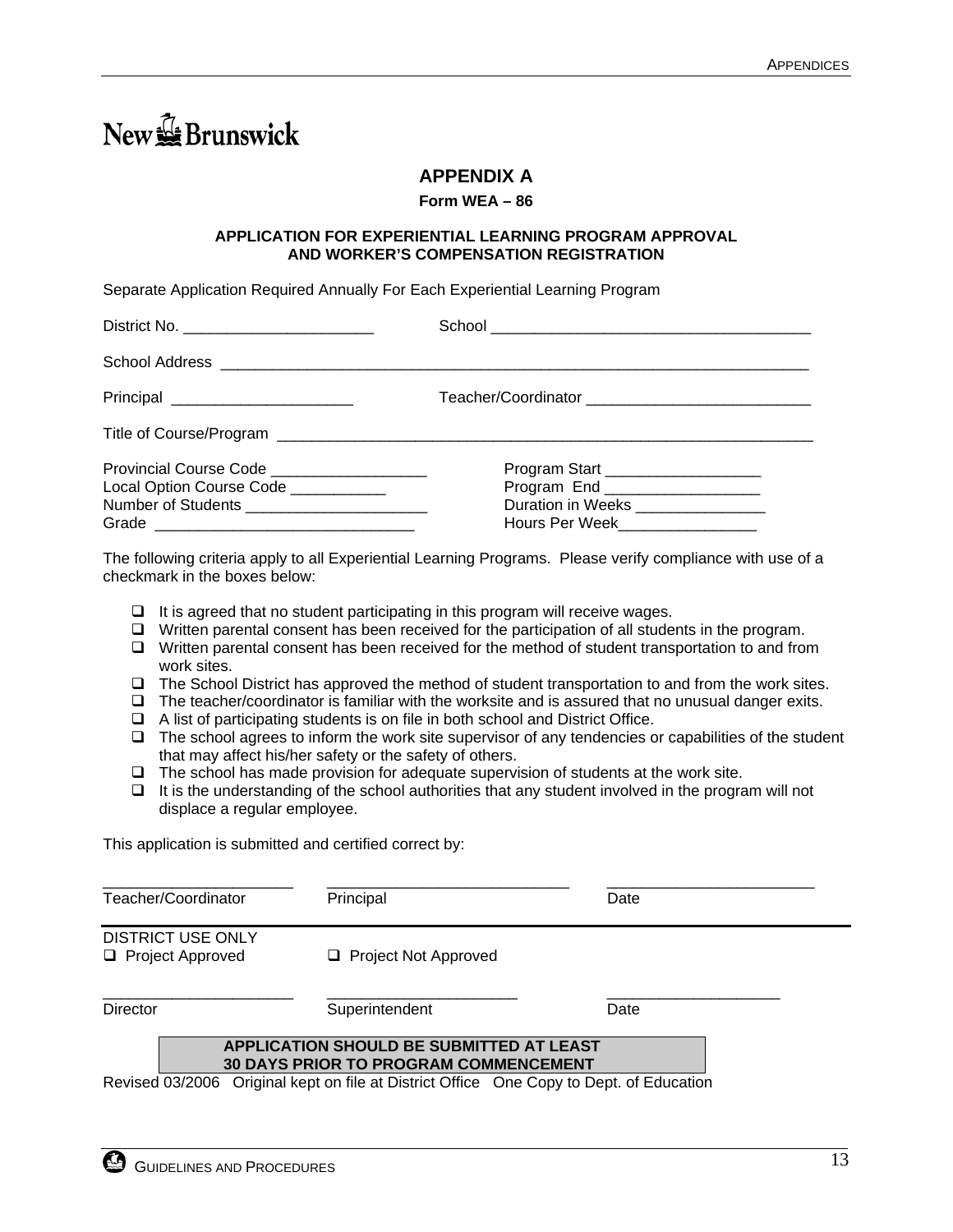New Brunswick

# APPENDIX A

**Form WEA – 86**

**APPLICATION FOR EXPERIENTIAL LEARNING PROGRAM APPROVAL AND WORKER'S COMPENSATION REGISTRATION**

Separate Application Required Annually For Each Experiential Learning Program

District No. ______________________ School ____________________________________

School Address ______________________________________________________________________

Principal _____________________ Teacher/Coordinator __________________________

Title of Course/Program _________________________________________________________________

Provincial Course Code __________________ Program Start __________________
Local Option Course Code ___________ Program End __________________
Number of Students _____________________ Duration in Weeks _______________
Grade ______________________________ Hours Per Week________________

The following criteria apply to all Experiential Learning Programs. Please verify compliance with use of a checkmark in the boxes below:

- ❑ It is agreed that no student participating in this program will receive wages.
- ❑ Written parental consent has been received for the participation of all students in the program.
- ❑ Written parental consent has been received for the method of student transportation to and from work sites.
- ❑ The School District has approved the method of student transportation to and from the work sites.
- ❑ The teacher/coordinator is familiar with the worksite and is assured that no unusual danger exits.
- ❑ A list of participating students is on file in both school and District Office.
- ❑ The school agrees to inform the work site supervisor of any tendencies or capabilities of the student that may affect his/her safety or the safety of others.
- ❑ The school has made provision for adequate supervision of students at the work site.
- ❑ It is the understanding of the school authorities that any student involved in the program will not displace a regular employee.

This application is submitted and certified correct by:

______________________ ____________________________ ________________________
Teacher/Coordinator Principal Date

DISTRICT USE ONLY
❑ Project Approved ❑ Project Not Approved

______________________ ______________________ ____________________
Director Superintendent Date

**APPLICATION SHOULD BE SUBMITTED AT LEAST 30 DAYS PRIOR TO PROGRAM COMMENCEMENT**

Revised 03/2006 Original kept on file at District Office One Copy to Dept. of Education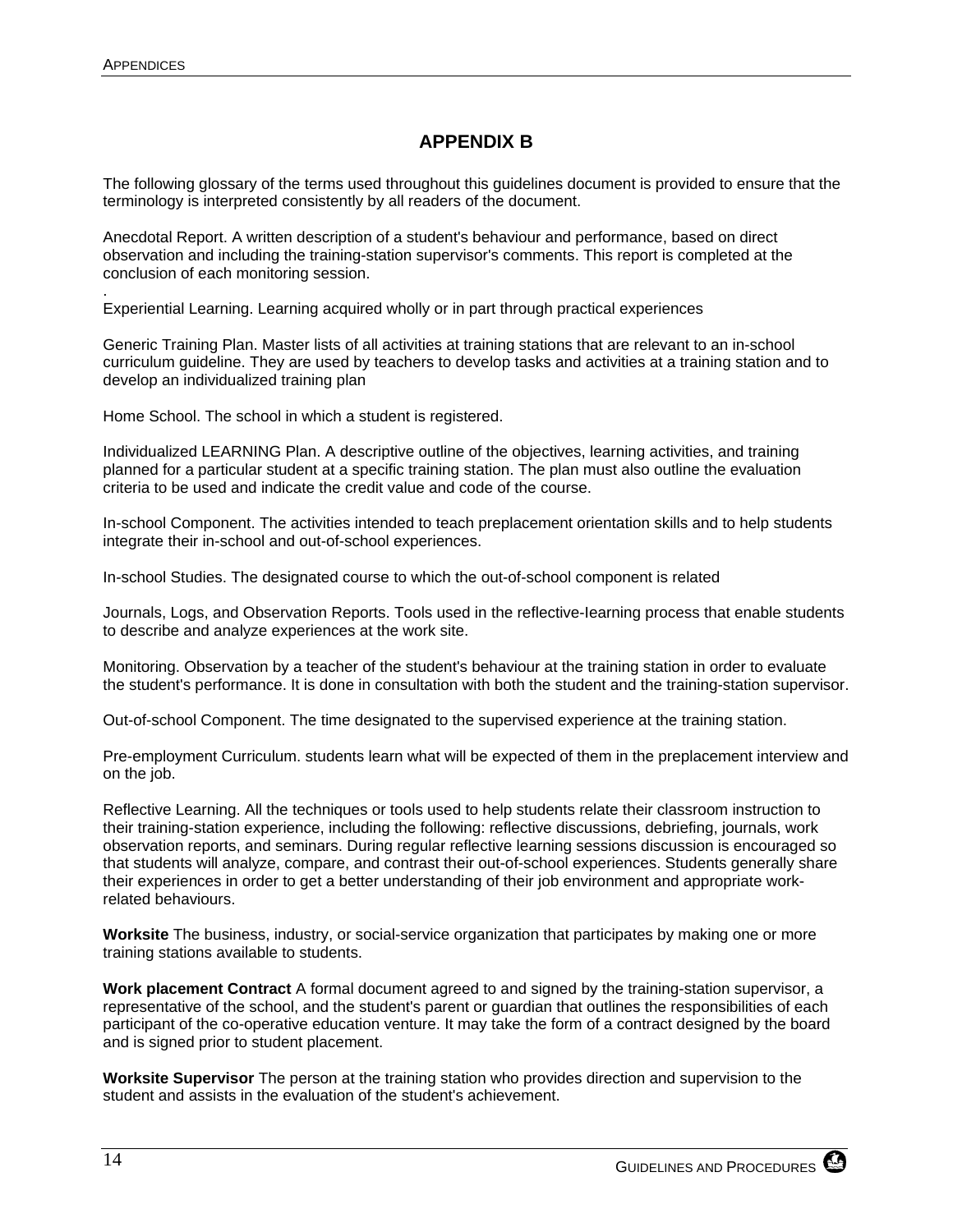## APPENDIX B

The following glossary of the terms used throughout this guidelines document is provided to ensure that the terminology is interpreted consistently by all readers of the document.

Anecdotal Report. A written description of a student's behaviour and performance, based on direct observation and including the training-station supervisor's comments. This report is completed at the conclusion of each monitoring session.

.

Experiential Learning. Learning acquired wholly or in part through practical experiences

Generic Training Plan. Master lists of all activities at training stations that are relevant to an in-school curriculum guideline. They are used by teachers to develop tasks and activities at a training station and to develop an individualized training plan

Home School. The school in which a student is registered.

Individualized LEARNING Plan. A descriptive outline of the objectives, learning activities, and training planned for a particular student at a specific training station. The plan must also outline the evaluation criteria to be used and indicate the credit value and code of the course.

In-school Component. The activities intended to teach preplacement orientation skills and to help students integrate their in-school and out-of-school experiences.

In-school Studies. The designated course to which the out-of-school component is related

Journals, Logs, and Observation Reports. Tools used in the reflective-learning process that enable students to describe and analyze experiences at the work site.

Monitoring. Observation by a teacher of the student's behaviour at the training station in order to evaluate the student's performance. It is done in consultation with both the student and the training-station supervisor.

Out-of-school Component. The time designated to the supervised experience at the training station.

Pre-employment Curriculum. students learn what will be expected of them in the preplacement interview and on the job.

Reflective Learning. All the techniques or tools used to help students relate their classroom instruction to their training-station experience, including the following: reflective discussions, debriefing, journals, work observation reports, and seminars. During regular reflective learning sessions discussion is encouraged so that students will analyze, compare, and contrast their out-of-school experiences. Students generally share their experiences in order to get a better understanding of their job environment and appropriate work-related behaviours.

**Worksite** The business, industry, or social-service organization that participates by making one or more training stations available to students.

**Work placement Contract** A formal document agreed to and signed by the training-station supervisor, a representative of the school, and the student's parent or guardian that outlines the responsibilities of each participant of the co-operative education venture. It may take the form of a contract designed by the board and is signed prior to student placement.

**Worksite Supervisor** The person at the training station who provides direction and supervision to the student and assists in the evaluation of the student's achievement.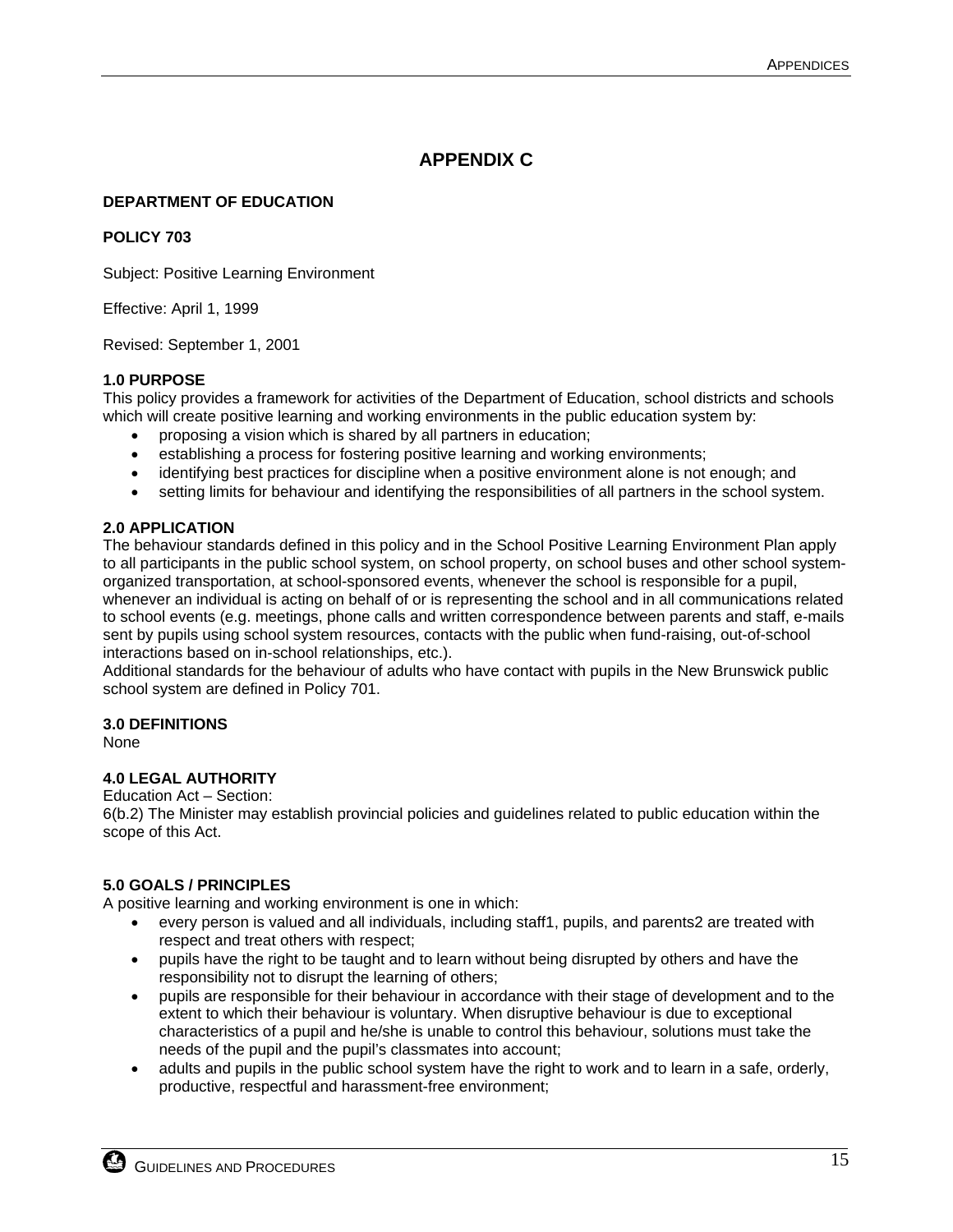# APPENDIX C

**DEPARTMENT OF EDUCATION**

**POLICY 703**

Subject: Positive Learning Environment

Effective: April 1, 1999

Revised: September 1, 2001

**1.0 PURPOSE**

This policy provides a framework for activities of the Department of Education, school districts and schools which will create positive learning and working environments in the public education system by:

- proposing a vision which is shared by all partners in education;
- establishing a process for fostering positive learning and working environments;
- identifying best practices for discipline when a positive environment alone is not enough; and
- setting limits for behaviour and identifying the responsibilities of all partners in the school system.

**2.0 APPLICATION**

The behaviour standards defined in this policy and in the School Positive Learning Environment Plan apply to all participants in the public school system, on school property, on school buses and other school system-organized transportation, at school-sponsored events, whenever the school is responsible for a pupil, whenever an individual is acting on behalf of or is representing the school and in all communications related to school events (e.g. meetings, phone calls and written correspondence between parents and staff, e-mails sent by pupils using school system resources, contacts with the public when fund-raising, out-of-school interactions based on in-school relationships, etc.).

Additional standards for the behaviour of adults who have contact with pupils in the New Brunswick public school system are defined in Policy 701.

**3.0 DEFINITIONS**

None

**4.0 LEGAL AUTHORITY**

Education Act – Section:

6(b.2) The Minister may establish provincial policies and guidelines related to public education within the scope of this Act.

**5.0 GOALS / PRINCIPLES**

A positive learning and working environment is one in which:

- every person is valued and all individuals, including staff[1], pupils, and parents[2] are treated with respect and treat others with respect;
- pupils have the right to be taught and to learn without being disrupted by others and have the responsibility not to disrupt the learning of others;
- pupils are responsible for their behaviour in accordance with their stage of development and to the extent to which their behaviour is voluntary. When disruptive behaviour is due to exceptional characteristics of a pupil and he/she is unable to control this behaviour, solutions must take the needs of the pupil and the pupil's classmates into account;
- adults and pupils in the public school system have the right to work and to learn in a safe, orderly, productive, respectful and harassment-free environment;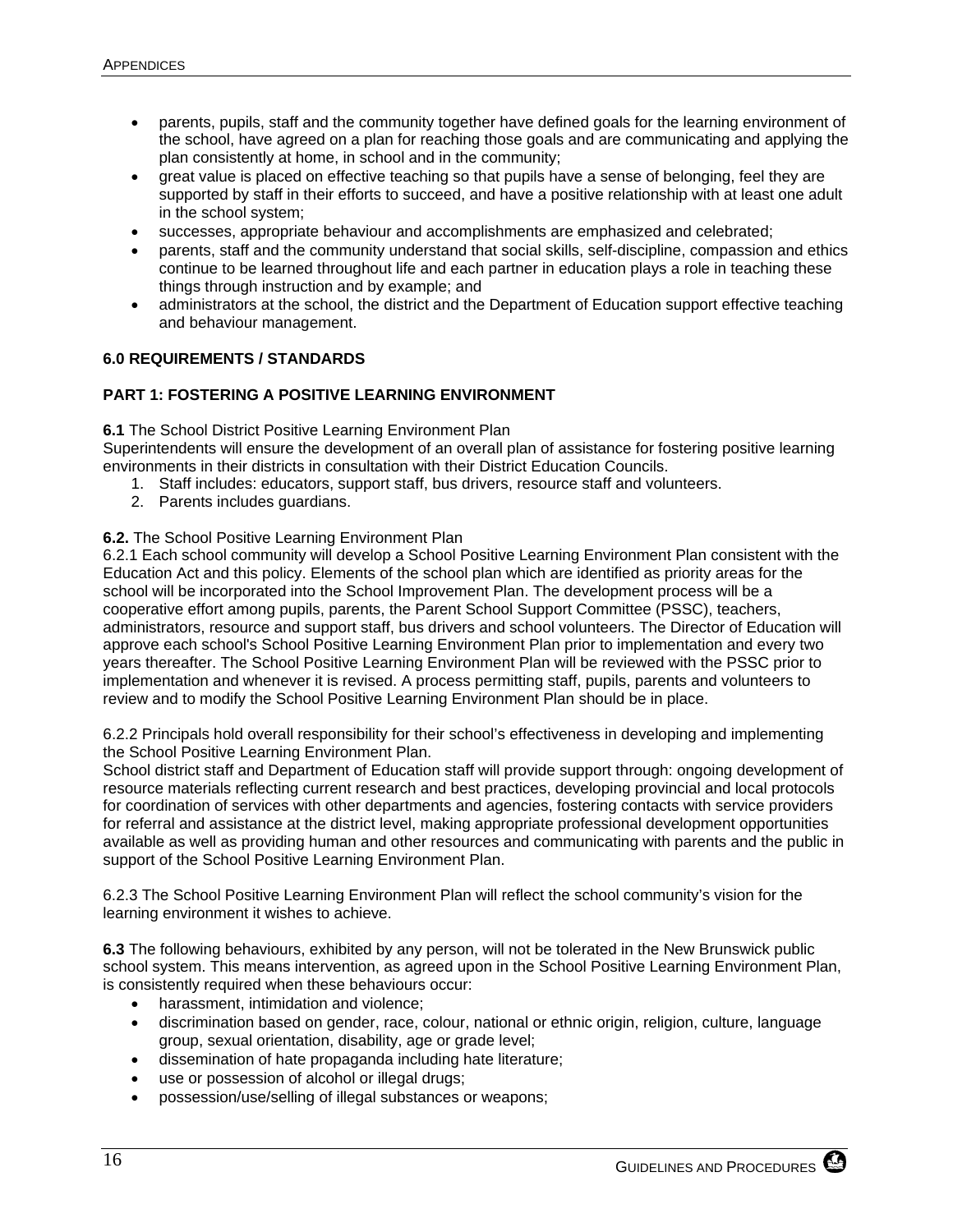- parents, pupils, staff and the community together have defined goals for the learning environment of the school, have agreed on a plan for reaching those goals and are communicating and applying the plan consistently at home, in school and in the community;
- great value is placed on effective teaching so that pupils have a sense of belonging, feel they are supported by staff in their efforts to succeed, and have a positive relationship with at least one adult in the school system;
- successes, appropriate behaviour and accomplishments are emphasized and celebrated;
- parents, staff and the community understand that social skills, self-discipline, compassion and ethics continue to be learned throughout life and each partner in education plays a role in teaching these things through instruction and by example; and
- administrators at the school, the district and the Department of Education support effective teaching and behaviour management.

## 6.0 REQUIREMENTS / STANDARDS

## PART 1: FOSTERING A POSITIVE LEARNING ENVIRONMENT

**6.1** The School District Positive Learning Environment Plan
Superintendents will ensure the development of an overall plan of assistance for fostering positive learning environments in their districts in consultation with their District Education Councils.

1. Staff includes: educators, support staff, bus drivers, resource staff and volunteers.
2. Parents includes guardians.

**6.2.** The School Positive Learning Environment Plan
6.2.1 Each school community will develop a School Positive Learning Environment Plan consistent with the Education Act and this policy. Elements of the school plan which are identified as priority areas for the school will be incorporated into the School Improvement Plan. The development process will be a cooperative effort among pupils, parents, the Parent School Support Committee (PSSC), teachers, administrators, resource and support staff, bus drivers and school volunteers. The Director of Education will approve each school's School Positive Learning Environment Plan prior to implementation and every two years thereafter. The School Positive Learning Environment Plan will be reviewed with the PSSC prior to implementation and whenever it is revised. A process permitting staff, pupils, parents and volunteers to review and to modify the School Positive Learning Environment Plan should be in place.

6.2.2 Principals hold overall responsibility for their school's effectiveness in developing and implementing the School Positive Learning Environment Plan.
School district staff and Department of Education staff will provide support through: ongoing development of resource materials reflecting current research and best practices, developing provincial and local protocols for coordination of services with other departments and agencies, fostering contacts with service providers for referral and assistance at the district level, making appropriate professional development opportunities available as well as providing human and other resources and communicating with parents and the public in support of the School Positive Learning Environment Plan.

6.2.3 The School Positive Learning Environment Plan will reflect the school community's vision for the learning environment it wishes to achieve.

**6.3** The following behaviours, exhibited by any person, will not be tolerated in the New Brunswick public school system. This means intervention, as agreed upon in the School Positive Learning Environment Plan, is consistently required when these behaviours occur:

- harassment, intimidation and violence;
- discrimination based on gender, race, colour, national or ethnic origin, religion, culture, language group, sexual orientation, disability, age or grade level;
- dissemination of hate propaganda including hate literature;
- use or possession of alcohol or illegal drugs;
- possession/use/selling of illegal substances or weapons;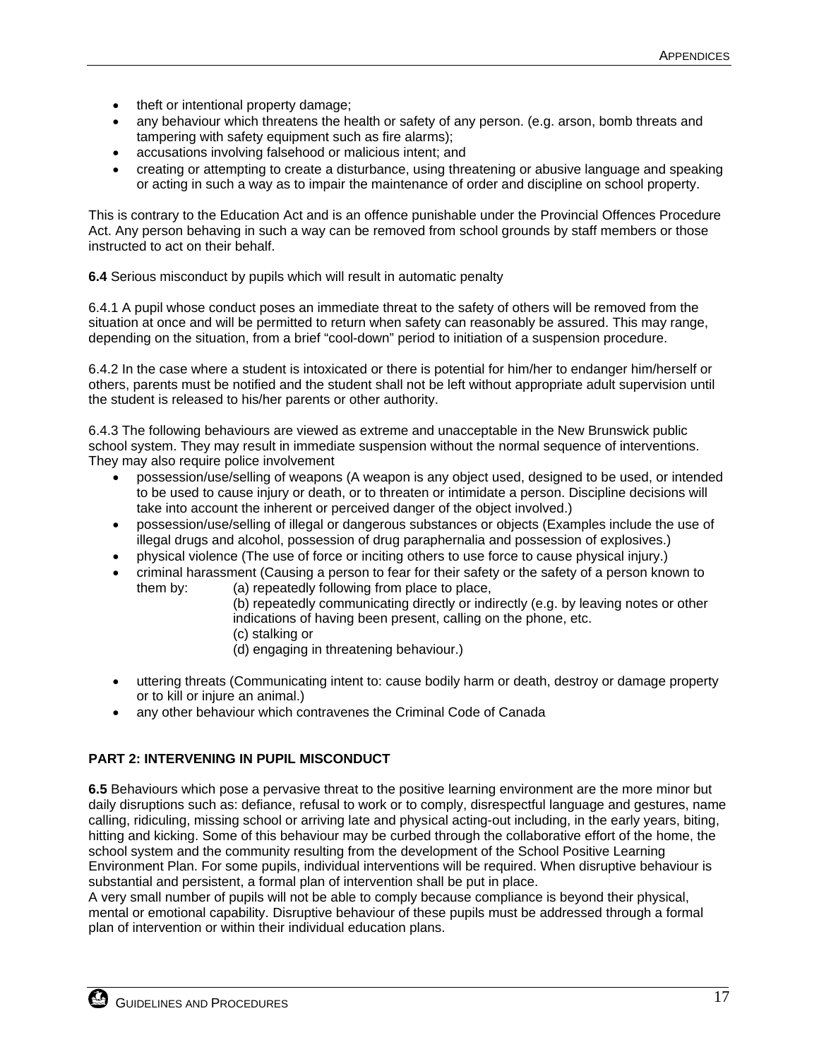- theft or intentional property damage;
- any behaviour which threatens the health or safety of any person. (e.g. arson, bomb threats and tampering with safety equipment such as fire alarms);
- accusations involving falsehood or malicious intent; and
- creating or attempting to create a disturbance, using threatening or abusive language and speaking or acting in such a way as to impair the maintenance of order and discipline on school property.

This is contrary to the Education Act and is an offence punishable under the Provincial Offences Procedure Act. Any person behaving in such a way can be removed from school grounds by staff members or those instructed to act on their behalf.

**6.4** Serious misconduct by pupils which will result in automatic penalty

6.4.1 A pupil whose conduct poses an immediate threat to the safety of others will be removed from the situation at once and will be permitted to return when safety can reasonably be assured. This may range, depending on the situation, from a brief "cool-down" period to initiation of a suspension procedure.

6.4.2 In the case where a student is intoxicated or there is potential for him/her to endanger him/herself or others, parents must be notified and the student shall not be left without appropriate adult supervision until the student is released to his/her parents or other authority.

6.4.3 The following behaviours are viewed as extreme and unacceptable in the New Brunswick public school system. They may result in immediate suspension without the normal sequence of interventions. They may also require police involvement

- possession/use/selling of weapons (A weapon is any object used, designed to be used, or intended to be used to cause injury or death, or to threaten or intimidate a person. Discipline decisions will take into account the inherent or perceived danger of the object involved.)
- possession/use/selling of illegal or dangerous substances or objects (Examples include the use of illegal drugs and alcohol, possession of drug paraphernalia and possession of explosives.)
- physical violence (The use of force or inciting others to use force to cause physical injury.)
- criminal harassment (Causing a person to fear for their safety or the safety of a person known to them by:
  - (a) repeatedly following from place to place,
  - (b) repeatedly communicating directly or indirectly (e.g. by leaving notes or other indications of having been present, calling on the phone, etc.
  - (c) stalking or
  - (d) engaging in threatening behaviour.)
- uttering threats (Communicating intent to: cause bodily harm or death, destroy or damage property or to kill or injure an animal.)
- any other behaviour which contravenes the Criminal Code of Canada

## PART 2: INTERVENING IN PUPIL MISCONDUCT

**6.5** Behaviours which pose a pervasive threat to the positive learning environment are the more minor but daily disruptions such as: defiance, refusal to work or to comply, disrespectful language and gestures, name calling, ridiculing, missing school or arriving late and physical acting-out including, in the early years, biting, hitting and kicking. Some of this behaviour may be curbed through the collaborative effort of the home, the school system and the community resulting from the development of the School Positive Learning Environment Plan. For some pupils, individual interventions will be required. When disruptive behaviour is substantial and persistent, a formal plan of intervention shall be put in place.

A very small number of pupils will not be able to comply because compliance is beyond their physical, mental or emotional capability. Disruptive behaviour of these pupils must be addressed through a formal plan of intervention or within their individual education plans.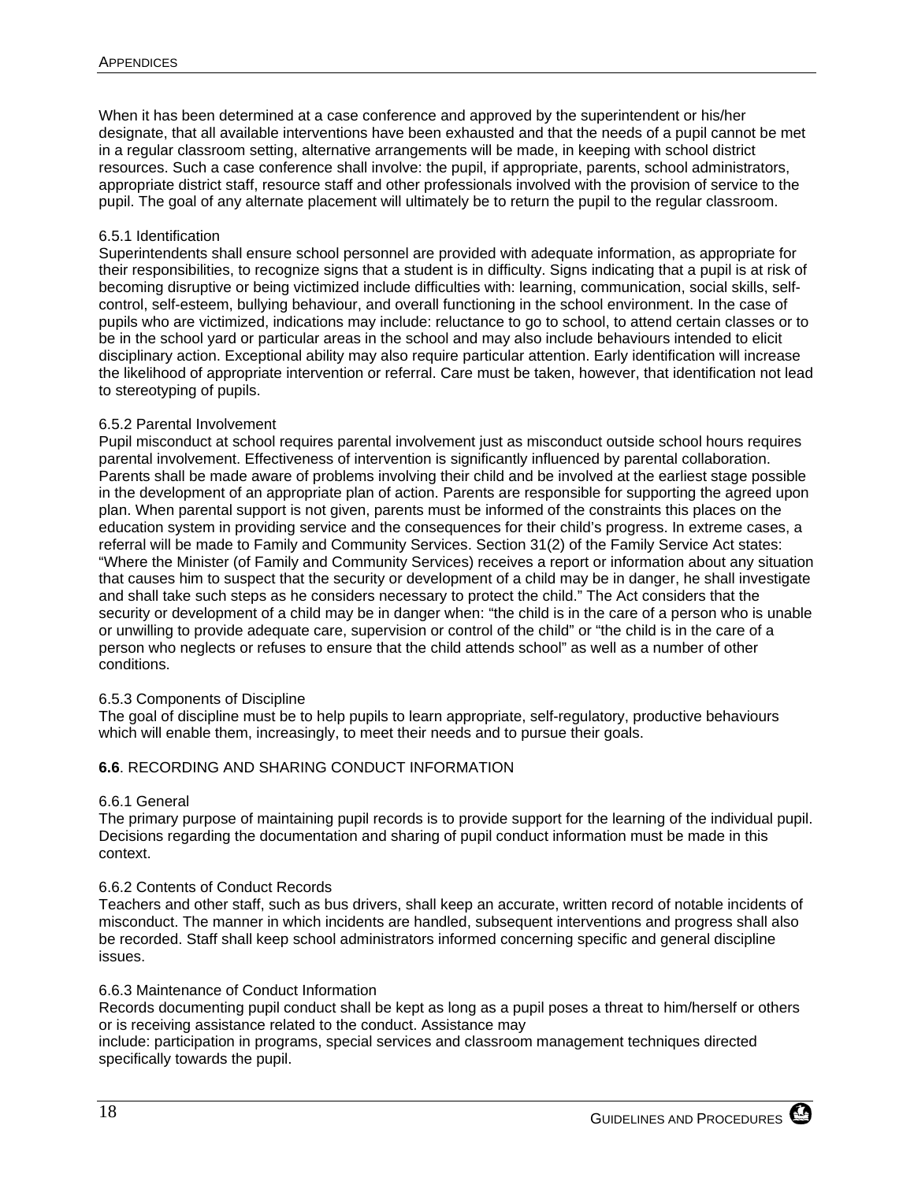When it has been determined at a case conference and approved by the superintendent or his/her designate, that all available interventions have been exhausted and that the needs of a pupil cannot be met in a regular classroom setting, alternative arrangements will be made, in keeping with school district resources. Such a case conference shall involve: the pupil, if appropriate, parents, school administrators, appropriate district staff, resource staff and other professionals involved with the provision of service to the pupil. The goal of any alternate placement will ultimately be to return the pupil to the regular classroom.

#### 6.5.1 Identification

Superintendents shall ensure school personnel are provided with adequate information, as appropriate for their responsibilities, to recognize signs that a student is in difficulty. Signs indicating that a pupil is at risk of becoming disruptive or being victimized include difficulties with: learning, communication, social skills, self-control, self-esteem, bullying behaviour, and overall functioning in the school environment. In the case of pupils who are victimized, indications may include: reluctance to go to school, to attend certain classes or to be in the school yard or particular areas in the school and may also include behaviours intended to elicit disciplinary action. Exceptional ability may also require particular attention. Early identification will increase the likelihood of appropriate intervention or referral. Care must be taken, however, that identification not lead to stereotyping of pupils.

#### 6.5.2 Parental Involvement

Pupil misconduct at school requires parental involvement just as misconduct outside school hours requires parental involvement. Effectiveness of intervention is significantly influenced by parental collaboration. Parents shall be made aware of problems involving their child and be involved at the earliest stage possible in the development of an appropriate plan of action. Parents are responsible for supporting the agreed upon plan. When parental support is not given, parents must be informed of the constraints this places on the education system in providing service and the consequences for their child's progress. In extreme cases, a referral will be made to Family and Community Services. Section 31(2) of the Family Service Act states: "Where the Minister (of Family and Community Services) receives a report or information about any situation that causes him to suspect that the security or development of a child may be in danger, he shall investigate and shall take such steps as he considers necessary to protect the child." The Act considers that the security or development of a child may be in danger when: "the child is in the care of a person who is unable or unwilling to provide adequate care, supervision or control of the child" or "the child is in the care of a person who neglects or refuses to ensure that the child attends school" as well as a number of other conditions.

#### 6.5.3 Components of Discipline

The goal of discipline must be to help pupils to learn appropriate, self-regulatory, productive behaviours which will enable them, increasingly, to meet their needs and to pursue their goals.

### **6.6**. RECORDING AND SHARING CONDUCT INFORMATION

#### 6.6.1 General

The primary purpose of maintaining pupil records is to provide support for the learning of the individual pupil. Decisions regarding the documentation and sharing of pupil conduct information must be made in this context.

#### 6.6.2 Contents of Conduct Records

Teachers and other staff, such as bus drivers, shall keep an accurate, written record of notable incidents of misconduct. The manner in which incidents are handled, subsequent interventions and progress shall also be recorded. Staff shall keep school administrators informed concerning specific and general discipline issues.

#### 6.6.3 Maintenance of Conduct Information

Records documenting pupil conduct shall be kept as long as a pupil poses a threat to him/herself or others or is receiving assistance related to the conduct. Assistance may include: participation in programs, special services and classroom management techniques directed specifically towards the pupil.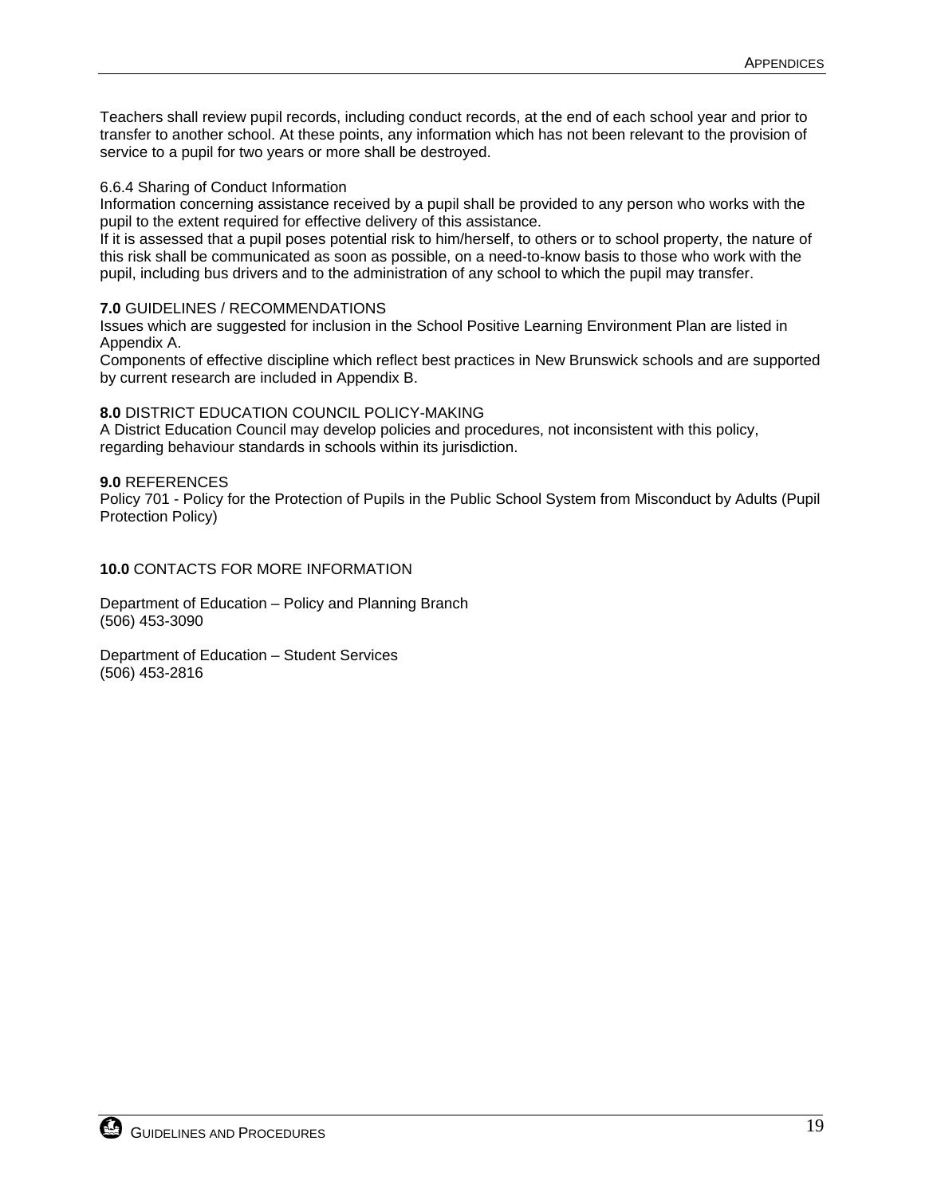Teachers shall review pupil records, including conduct records, at the end of each school year and prior to transfer to another school. At these points, any information which has not been relevant to the provision of service to a pupil for two years or more shall be destroyed.

6.6.4 Sharing of Conduct Information

Information concerning assistance received by a pupil shall be provided to any person who works with the pupil to the extent required for effective delivery of this assistance.

If it is assessed that a pupil poses potential risk to him/herself, to others or to school property, the nature of this risk shall be communicated as soon as possible, on a need-to-know basis to those who work with the pupil, including bus drivers and to the administration of any school to which the pupil may transfer.

**7.0** GUIDELINES / RECOMMENDATIONS

Issues which are suggested for inclusion in the School Positive Learning Environment Plan are listed in Appendix A.

Components of effective discipline which reflect best practices in New Brunswick schools and are supported by current research are included in Appendix B.

**8.0** DISTRICT EDUCATION COUNCIL POLICY-MAKING

A District Education Council may develop policies and procedures, not inconsistent with this policy, regarding behaviour standards in schools within its jurisdiction.

**9.0** REFERENCES

Policy 701 - Policy for the Protection of Pupils in the Public School System from Misconduct by Adults (Pupil Protection Policy)

**10.0** CONTACTS FOR MORE INFORMATION

Department of Education – Policy and Planning Branch
(506) 453-3090

Department of Education – Student Services
(506) 453-2816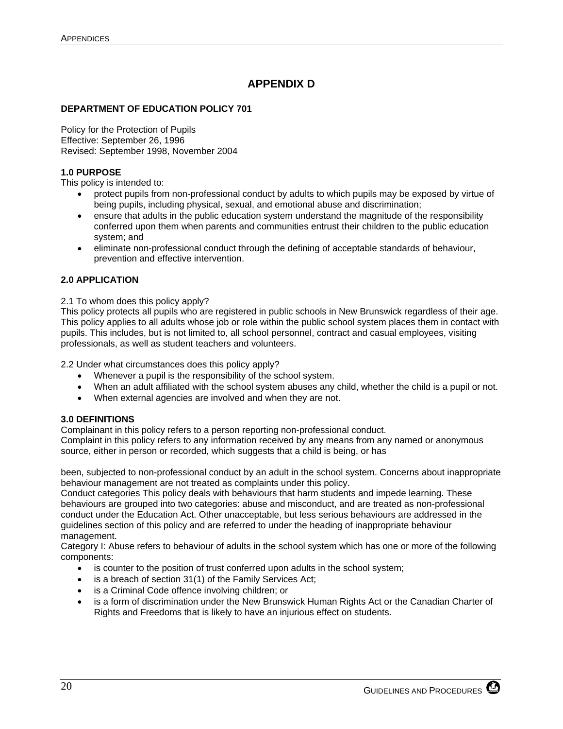# APPENDIX D

**DEPARTMENT OF EDUCATION POLICY 701**

Policy for the Protection of Pupils
Effective: September 26, 1996
Revised: September 1998, November 2004

**1.0 PURPOSE**
This policy is intended to:

- protect pupils from non-professional conduct by adults to which pupils may be exposed by virtue of being pupils, including physical, sexual, and emotional abuse and discrimination;
- ensure that adults in the public education system understand the magnitude of the responsibility conferred upon them when parents and communities entrust their children to the public education system; and
- eliminate non-professional conduct through the defining of acceptable standards of behaviour, prevention and effective intervention.

**2.0 APPLICATION**

2.1 To whom does this policy apply?
This policy protects all pupils who are registered in public schools in New Brunswick regardless of their age. This policy applies to all adults whose job or role within the public school system places them in contact with pupils. This includes, but is not limited to, all school personnel, contract and casual employees, visiting professionals, as well as student teachers and volunteers.

2.2 Under what circumstances does this policy apply?

- Whenever a pupil is the responsibility of the school system.
- When an adult affiliated with the school system abuses any child, whether the child is a pupil or not.
- When external agencies are involved and when they are not.

**3.0 DEFINITIONS**
Complainant in this policy refers to a person reporting non-professional conduct.
Complaint in this policy refers to any information received by any means from any named or anonymous source, either in person or recorded, which suggests that a child is being, or has been, subjected to non-professional conduct by an adult in the school system. Concerns about inappropriate behaviour management are not treated as complaints under this policy.
Conduct categories This policy deals with behaviours that harm students and impede learning. These behaviours are grouped into two categories: abuse and misconduct, and are treated as non-professional conduct under the Education Act. Other unacceptable, but less serious behaviours are addressed in the guidelines section of this policy and are referred to under the heading of inappropriate behaviour management.
Category I: Abuse refers to behaviour of adults in the school system which has one or more of the following components:

- is counter to the position of trust conferred upon adults in the school system;
- is a breach of section 31(1) of the Family Services Act;
- is a Criminal Code offence involving children; or
- is a form of discrimination under the New Brunswick Human Rights Act or the Canadian Charter of Rights and Freedoms that is likely to have an injurious effect on students.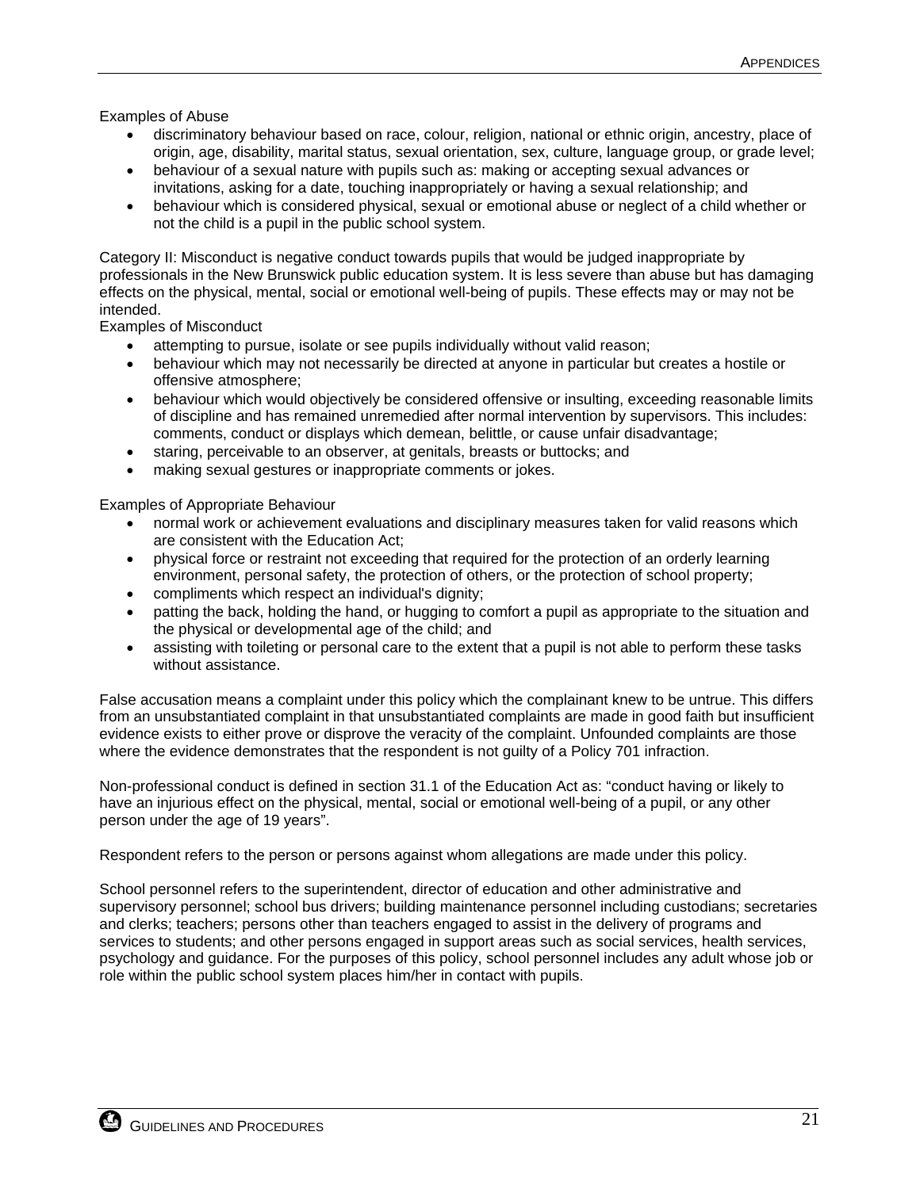Examples of Abuse

- discriminatory behaviour based on race, colour, religion, national or ethnic origin, ancestry, place of origin, age, disability, marital status, sexual orientation, sex, culture, language group, or grade level;
- behaviour of a sexual nature with pupils such as: making or accepting sexual advances or invitations, asking for a date, touching inappropriately or having a sexual relationship; and
- behaviour which is considered physical, sexual or emotional abuse or neglect of a child whether or not the child is a pupil in the public school system.

Category II: Misconduct is negative conduct towards pupils that would be judged inappropriate by professionals in the New Brunswick public education system. It is less severe than abuse but has damaging effects on the physical, mental, social or emotional well-being of pupils. These effects may or may not be intended.

Examples of Misconduct

- attempting to pursue, isolate or see pupils individually without valid reason;
- behaviour which may not necessarily be directed at anyone in particular but creates a hostile or offensive atmosphere;
- behaviour which would objectively be considered offensive or insulting, exceeding reasonable limits of discipline and has remained unremedied after normal intervention by supervisors. This includes: comments, conduct or displays which demean, belittle, or cause unfair disadvantage;
- staring, perceivable to an observer, at genitals, breasts or buttocks; and
- making sexual gestures or inappropriate comments or jokes.

Examples of Appropriate Behaviour

- normal work or achievement evaluations and disciplinary measures taken for valid reasons which are consistent with the Education Act;
- physical force or restraint not exceeding that required for the protection of an orderly learning environment, personal safety, the protection of others, or the protection of school property;
- compliments which respect an individual's dignity;
- patting the back, holding the hand, or hugging to comfort a pupil as appropriate to the situation and the physical or developmental age of the child; and
- assisting with toileting or personal care to the extent that a pupil is not able to perform these tasks without assistance.

False accusation means a complaint under this policy which the complainant knew to be untrue. This differs from an unsubstantiated complaint in that unsubstantiated complaints are made in good faith but insufficient evidence exists to either prove or disprove the veracity of the complaint. Unfounded complaints are those where the evidence demonstrates that the respondent is not guilty of a Policy 701 infraction.

Non-professional conduct is defined in section 31.1 of the Education Act as: "conduct having or likely to have an injurious effect on the physical, mental, social or emotional well-being of a pupil, or any other person under the age of 19 years".

Respondent refers to the person or persons against whom allegations are made under this policy.

School personnel refers to the superintendent, director of education and other administrative and supervisory personnel; school bus drivers; building maintenance personnel including custodians; secretaries and clerks; teachers; persons other than teachers engaged to assist in the delivery of programs and services to students; and other persons engaged in support areas such as social services, health services, psychology and guidance. For the purposes of this policy, school personnel includes any adult whose job or role within the public school system places him/her in contact with pupils.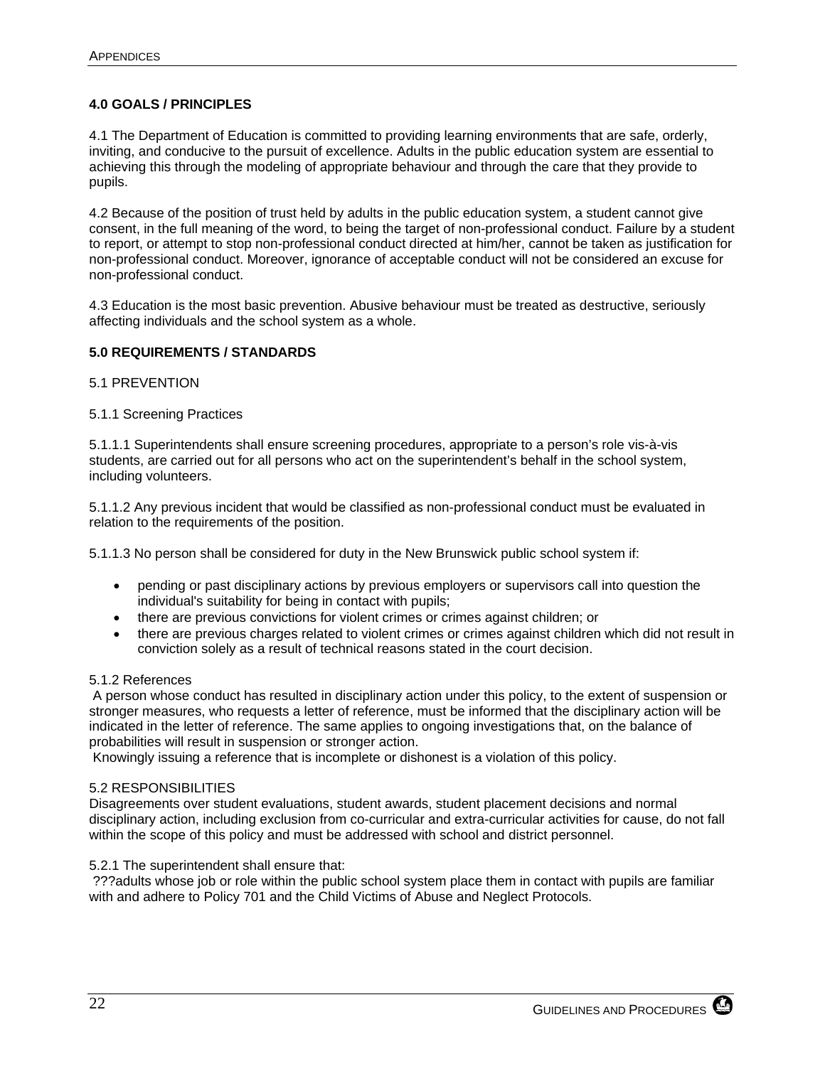## 4.0 GOALS / PRINCIPLES

4.1 The Department of Education is committed to providing learning environments that are safe, orderly, inviting, and conducive to the pursuit of excellence. Adults in the public education system are essential to achieving this through the modeling of appropriate behaviour and through the care that they provide to pupils.

4.2 Because of the position of trust held by adults in the public education system, a student cannot give consent, in the full meaning of the word, to being the target of non-professional conduct. Failure by a student to report, or attempt to stop non-professional conduct directed at him/her, cannot be taken as justification for non-professional conduct. Moreover, ignorance of acceptable conduct will not be considered an excuse for non-professional conduct.

4.3 Education is the most basic prevention. Abusive behaviour must be treated as destructive, seriously affecting individuals and the school system as a whole.

## 5.0 REQUIREMENTS / STANDARDS

5.1 PREVENTION

5.1.1 Screening Practices

5.1.1.1 Superintendents shall ensure screening procedures, appropriate to a person's role vis-à-vis students, are carried out for all persons who act on the superintendent's behalf in the school system, including volunteers.

5.1.1.2 Any previous incident that would be classified as non-professional conduct must be evaluated in relation to the requirements of the position.

5.1.1.3 No person shall be considered for duty in the New Brunswick public school system if:

- pending or past disciplinary actions by previous employers or supervisors call into question the individual's suitability for being in contact with pupils;
- there are previous convictions for violent crimes or crimes against children; or
- there are previous charges related to violent crimes or crimes against children which did not result in conviction solely as a result of technical reasons stated in the court decision.

5.1.2 References

A person whose conduct has resulted in disciplinary action under this policy, to the extent of suspension or stronger measures, who requests a letter of reference, must be informed that the disciplinary action will be indicated in the letter of reference. The same applies to ongoing investigations that, on the balance of probabilities will result in suspension or stronger action.

Knowingly issuing a reference that is incomplete or dishonest is a violation of this policy.

5.2 RESPONSIBILITIES

Disagreements over student evaluations, student awards, student placement decisions and normal disciplinary action, including exclusion from co-curricular and extra-curricular activities for cause, do not fall within the scope of this policy and must be addressed with school and district personnel.

5.2.1 The superintendent shall ensure that:

???adults whose job or role within the public school system place them in contact with pupils are familiar with and adhere to Policy 701 and the Child Victims of Abuse and Neglect Protocols.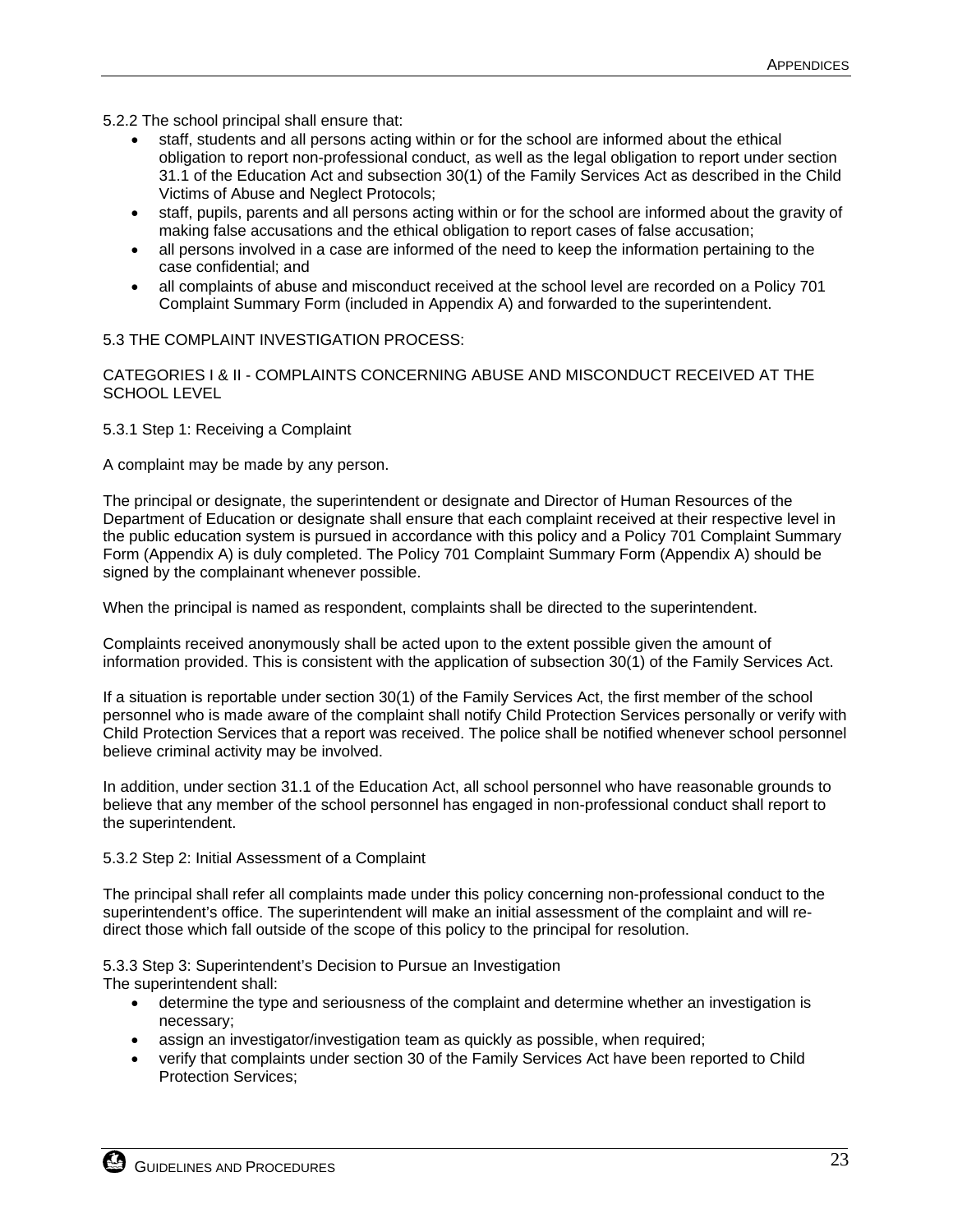5.2.2 The school principal shall ensure that:

- staff, students and all persons acting within or for the school are informed about the ethical obligation to report non-professional conduct, as well as the legal obligation to report under section 31.1 of the Education Act and subsection 30(1) of the Family Services Act as described in the Child Victims of Abuse and Neglect Protocols;
- staff, pupils, parents and all persons acting within or for the school are informed about the gravity of making false accusations and the ethical obligation to report cases of false accusation;
- all persons involved in a case are informed of the need to keep the information pertaining to the case confidential; and
- all complaints of abuse and misconduct received at the school level are recorded on a Policy 701 Complaint Summary Form (included in Appendix A) and forwarded to the superintendent.

5.3 THE COMPLAINT INVESTIGATION PROCESS:

CATEGORIES I & II - COMPLAINTS CONCERNING ABUSE AND MISCONDUCT RECEIVED AT THE SCHOOL LEVEL

5.3.1 Step 1: Receiving a Complaint

A complaint may be made by any person.

The principal or designate, the superintendent or designate and Director of Human Resources of the Department of Education or designate shall ensure that each complaint received at their respective level in the public education system is pursued in accordance with this policy and a Policy 701 Complaint Summary Form (Appendix A) is duly completed. The Policy 701 Complaint Summary Form (Appendix A) should be signed by the complainant whenever possible.

When the principal is named as respondent, complaints shall be directed to the superintendent.

Complaints received anonymously shall be acted upon to the extent possible given the amount of information provided. This is consistent with the application of subsection 30(1) of the Family Services Act.

If a situation is reportable under section 30(1) of the Family Services Act, the first member of the school personnel who is made aware of the complaint shall notify Child Protection Services personally or verify with Child Protection Services that a report was received. The police shall be notified whenever school personnel believe criminal activity may be involved.

In addition, under section 31.1 of the Education Act, all school personnel who have reasonable grounds to believe that any member of the school personnel has engaged in non-professional conduct shall report to the superintendent.

5.3.2 Step 2: Initial Assessment of a Complaint

The principal shall refer all complaints made under this policy concerning non-professional conduct to the superintendent's office. The superintendent will make an initial assessment of the complaint and will re-direct those which fall outside of the scope of this policy to the principal for resolution.

5.3.3 Step 3: Superintendent's Decision to Pursue an Investigation

The superintendent shall:

- determine the type and seriousness of the complaint and determine whether an investigation is necessary;
- assign an investigator/investigation team as quickly as possible, when required;
- verify that complaints under section 30 of the Family Services Act have been reported to Child Protection Services;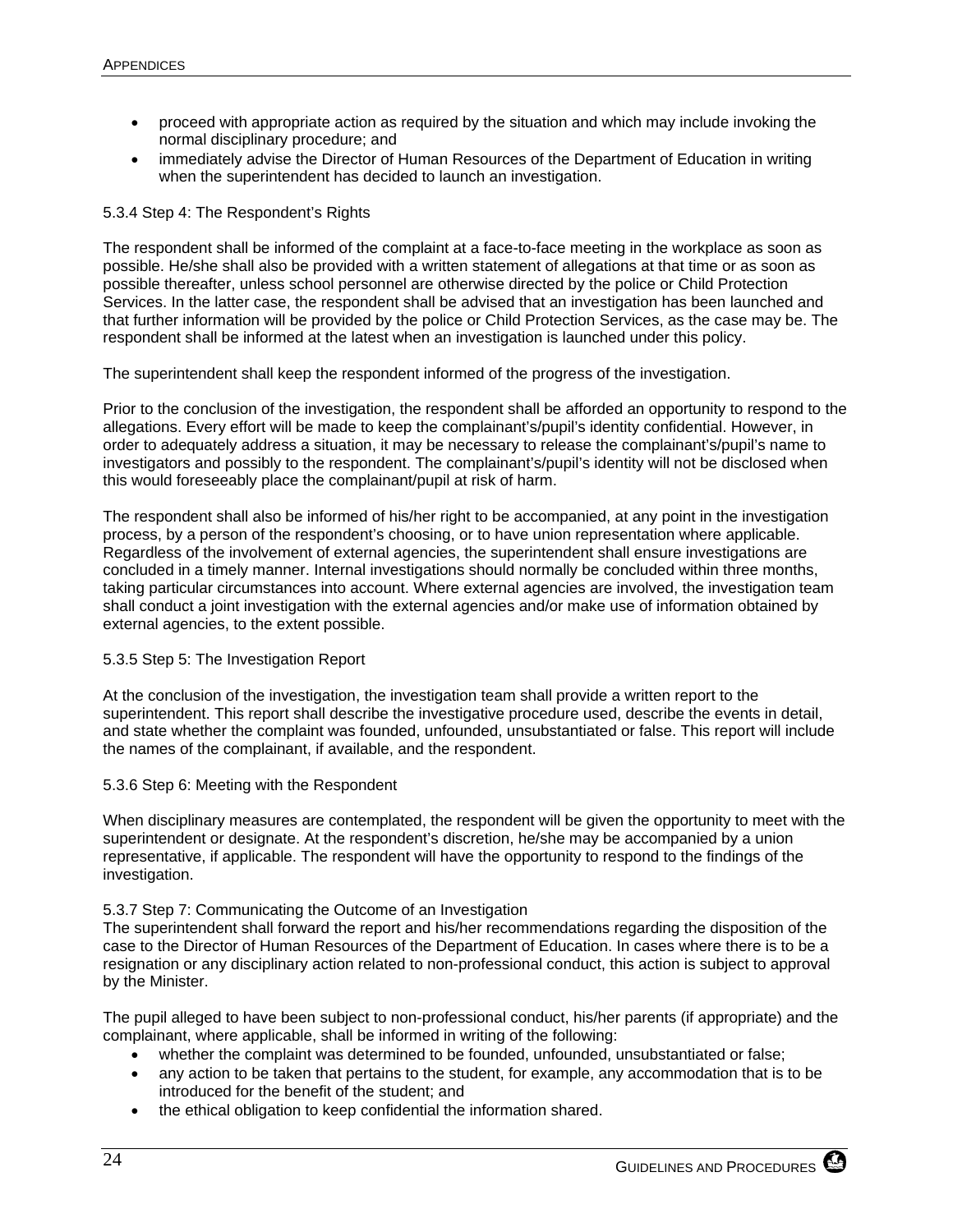- proceed with appropriate action as required by the situation and which may include invoking the normal disciplinary procedure; and
- immediately advise the Director of Human Resources of the Department of Education in writing when the superintendent has decided to launch an investigation.

5.3.4 Step 4: The Respondent's Rights

The respondent shall be informed of the complaint at a face-to-face meeting in the workplace as soon as possible. He/she shall also be provided with a written statement of allegations at that time or as soon as possible thereafter, unless school personnel are otherwise directed by the police or Child Protection Services. In the latter case, the respondent shall be advised that an investigation has been launched and that further information will be provided by the police or Child Protection Services, as the case may be. The respondent shall be informed at the latest when an investigation is launched under this policy.

The superintendent shall keep the respondent informed of the progress of the investigation.

Prior to the conclusion of the investigation, the respondent shall be afforded an opportunity to respond to the allegations. Every effort will be made to keep the complainant's/pupil's identity confidential. However, in order to adequately address a situation, it may be necessary to release the complainant's/pupil's name to investigators and possibly to the respondent. The complainant's/pupil's identity will not be disclosed when this would foreseeably place the complainant/pupil at risk of harm.

The respondent shall also be informed of his/her right to be accompanied, at any point in the investigation process, by a person of the respondent's choosing, or to have union representation where applicable. Regardless of the involvement of external agencies, the superintendent shall ensure investigations are concluded in a timely manner. Internal investigations should normally be concluded within three months, taking particular circumstances into account. Where external agencies are involved, the investigation team shall conduct a joint investigation with the external agencies and/or make use of information obtained by external agencies, to the extent possible.

5.3.5 Step 5: The Investigation Report

At the conclusion of the investigation, the investigation team shall provide a written report to the superintendent. This report shall describe the investigative procedure used, describe the events in detail, and state whether the complaint was founded, unfounded, unsubstantiated or false. This report will include the names of the complainant, if available, and the respondent.

5.3.6 Step 6: Meeting with the Respondent

When disciplinary measures are contemplated, the respondent will be given the opportunity to meet with the superintendent or designate. At the respondent's discretion, he/she may be accompanied by a union representative, if applicable. The respondent will have the opportunity to respond to the findings of the investigation.

5.3.7 Step 7: Communicating the Outcome of an Investigation

The superintendent shall forward the report and his/her recommendations regarding the disposition of the case to the Director of Human Resources of the Department of Education. In cases where there is to be a resignation or any disciplinary action related to non-professional conduct, this action is subject to approval by the Minister.

The pupil alleged to have been subject to non-professional conduct, his/her parents (if appropriate) and the complainant, where applicable, shall be informed in writing of the following:

- whether the complaint was determined to be founded, unfounded, unsubstantiated or false;
- any action to be taken that pertains to the student, for example, any accommodation that is to be introduced for the benefit of the student; and
- the ethical obligation to keep confidential the information shared.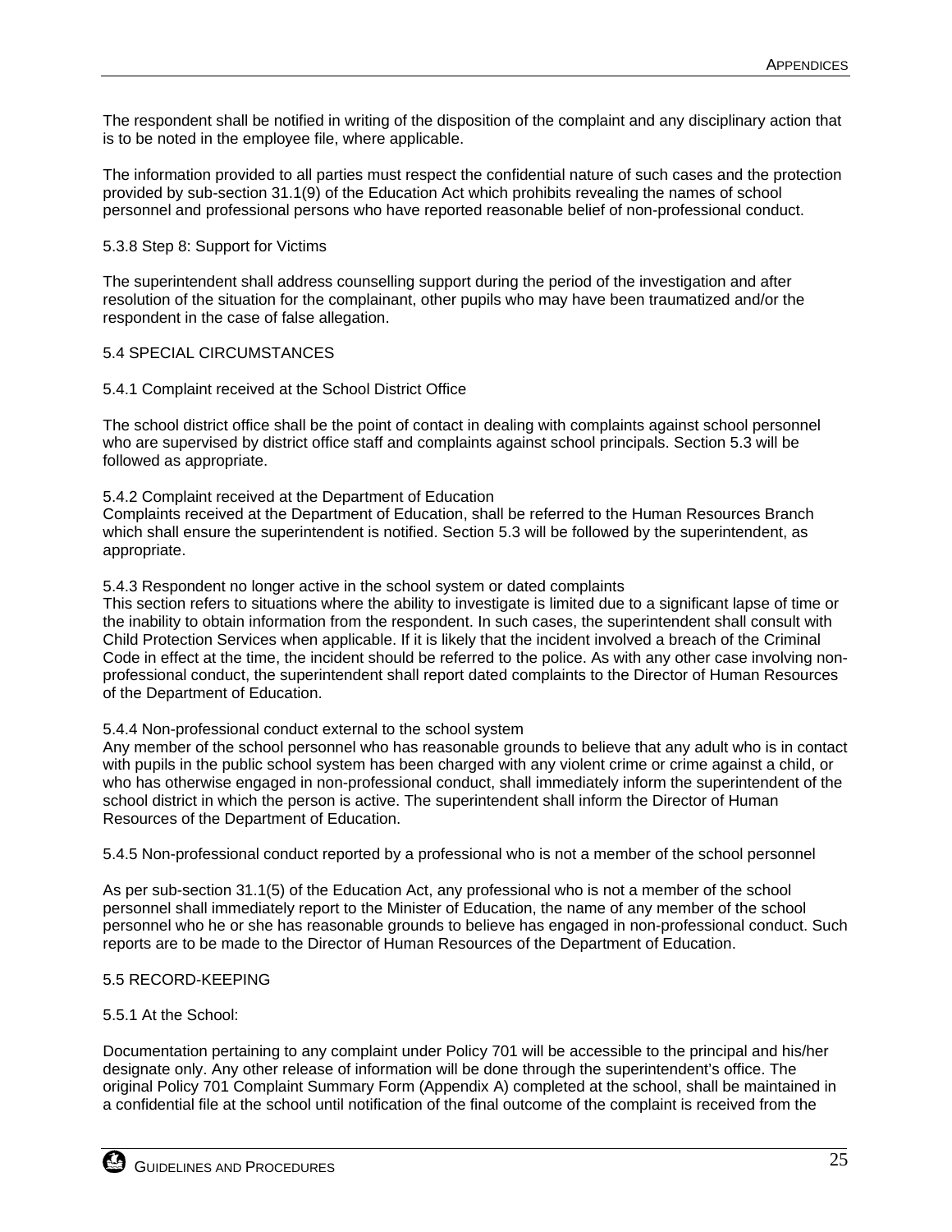The respondent shall be notified in writing of the disposition of the complaint and any disciplinary action that is to be noted in the employee file, where applicable.

The information provided to all parties must respect the confidential nature of such cases and the protection provided by sub-section 31.1(9) of the Education Act which prohibits revealing the names of school personnel and professional persons who have reported reasonable belief of non-professional conduct.

#### 5.3.8 Step 8: Support for Victims

The superintendent shall address counselling support during the period of the investigation and after resolution of the situation for the complainant, other pupils who may have been traumatized and/or the respondent in the case of false allegation.

### 5.4 SPECIAL CIRCUMSTANCES

#### 5.4.1 Complaint received at the School District Office

The school district office shall be the point of contact in dealing with complaints against school personnel who are supervised by district office staff and complaints against school principals. Section 5.3 will be followed as appropriate.

#### 5.4.2 Complaint received at the Department of Education

Complaints received at the Department of Education, shall be referred to the Human Resources Branch which shall ensure the superintendent is notified. Section 5.3 will be followed by the superintendent, as appropriate.

#### 5.4.3 Respondent no longer active in the school system or dated complaints

This section refers to situations where the ability to investigate is limited due to a significant lapse of time or the inability to obtain information from the respondent. In such cases, the superintendent shall consult with Child Protection Services when applicable. If it is likely that the incident involved a breach of the Criminal Code in effect at the time, the incident should be referred to the police. As with any other case involving non-professional conduct, the superintendent shall report dated complaints to the Director of Human Resources of the Department of Education.

#### 5.4.4 Non-professional conduct external to the school system

Any member of the school personnel who has reasonable grounds to believe that any adult who is in contact with pupils in the public school system has been charged with any violent crime or crime against a child, or who has otherwise engaged in non-professional conduct, shall immediately inform the superintendent of the school district in which the person is active. The superintendent shall inform the Director of Human Resources of the Department of Education.

#### 5.4.5 Non-professional conduct reported by a professional who is not a member of the school personnel

As per sub-section 31.1(5) of the Education Act, any professional who is not a member of the school personnel shall immediately report to the Minister of Education, the name of any member of the school personnel who he or she has reasonable grounds to believe has engaged in non-professional conduct. Such reports are to be made to the Director of Human Resources of the Department of Education.

### 5.5 RECORD-KEEPING

#### 5.5.1 At the School:

Documentation pertaining to any complaint under Policy 701 will be accessible to the principal and his/her designate only. Any other release of information will be done through the superintendent's office. The original Policy 701 Complaint Summary Form (Appendix A) completed at the school, shall be maintained in a confidential file at the school until notification of the final outcome of the complaint is received from the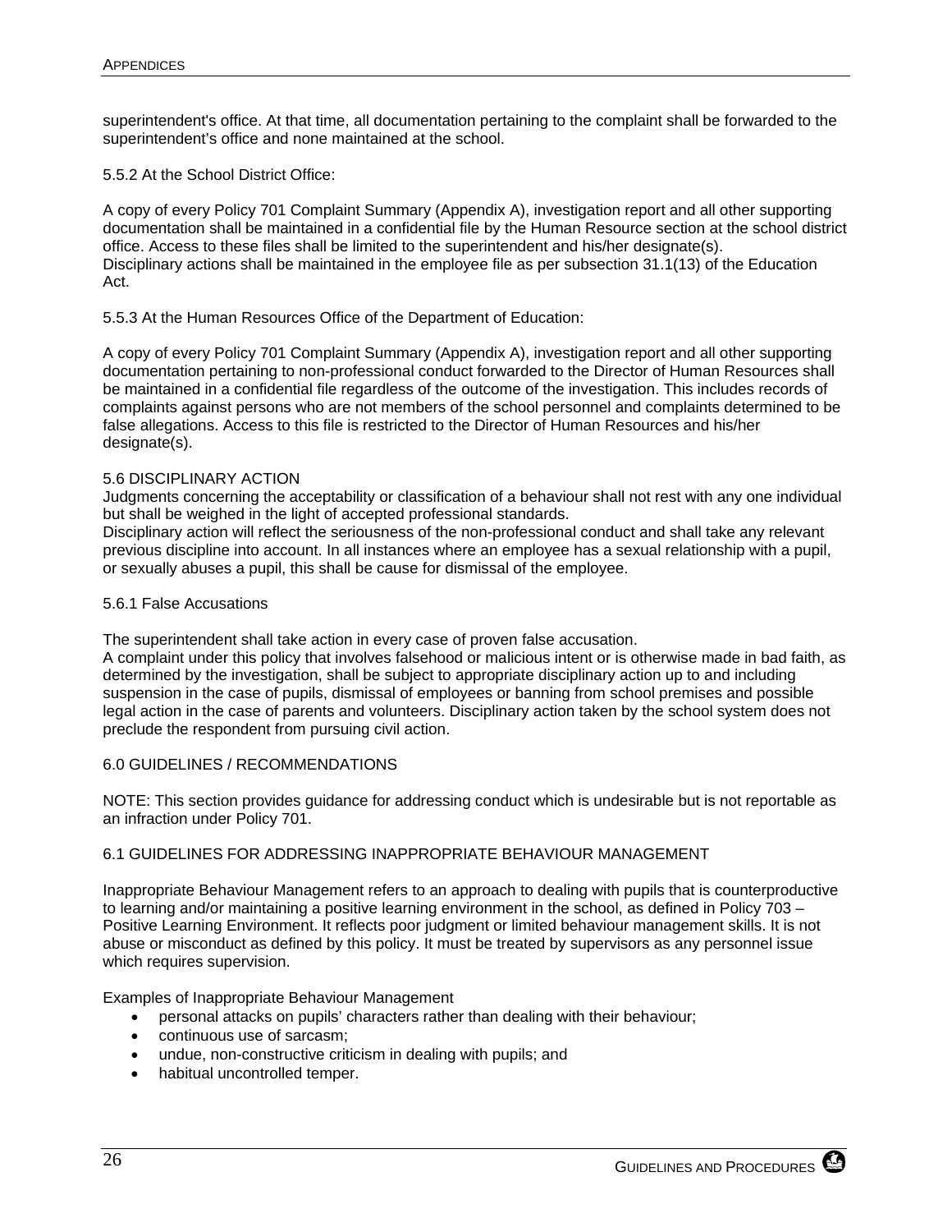superintendent's office. At that time, all documentation pertaining to the complaint shall be forwarded to the superintendent's office and none maintained at the school.

5.5.2 At the School District Office:

A copy of every Policy 701 Complaint Summary (Appendix A), investigation report and all other supporting documentation shall be maintained in a confidential file by the Human Resource section at the school district office. Access to these files shall be limited to the superintendent and his/her designate(s).
Disciplinary actions shall be maintained in the employee file as per subsection 31.1(13) of the Education Act.

5.5.3 At the Human Resources Office of the Department of Education:

A copy of every Policy 701 Complaint Summary (Appendix A), investigation report and all other supporting documentation pertaining to non-professional conduct forwarded to the Director of Human Resources shall be maintained in a confidential file regardless of the outcome of the investigation. This includes records of complaints against persons who are not members of the school personnel and complaints determined to be false allegations. Access to this file is restricted to the Director of Human Resources and his/her designate(s).

5.6 DISCIPLINARY ACTION

Judgments concerning the acceptability or classification of a behaviour shall not rest with any one individual but shall be weighed in the light of accepted professional standards.
Disciplinary action will reflect the seriousness of the non-professional conduct and shall take any relevant previous discipline into account. In all instances where an employee has a sexual relationship with a pupil, or sexually abuses a pupil, this shall be cause for dismissal of the employee.

5.6.1 False Accusations

The superintendent shall take action in every case of proven false accusation.
A complaint under this policy that involves falsehood or malicious intent or is otherwise made in bad faith, as determined by the investigation, shall be subject to appropriate disciplinary action up to and including suspension in the case of pupils, dismissal of employees or banning from school premises and possible legal action in the case of parents and volunteers. Disciplinary action taken by the school system does not preclude the respondent from pursuing civil action.

## 6.0 GUIDELINES / RECOMMENDATIONS

NOTE: This section provides guidance for addressing conduct which is undesirable but is not reportable as an infraction under Policy 701.

### 6.1 GUIDELINES FOR ADDRESSING INAPPROPRIATE BEHAVIOUR MANAGEMENT

Inappropriate Behaviour Management refers to an approach to dealing with pupils that is counterproductive to learning and/or maintaining a positive learning environment in the school, as defined in Policy 703 – Positive Learning Environment. It reflects poor judgment or limited behaviour management skills. It is not abuse or misconduct as defined by this policy. It must be treated by supervisors as any personnel issue which requires supervision.

Examples of Inappropriate Behaviour Management

- personal attacks on pupils' characters rather than dealing with their behaviour;
- continuous use of sarcasm;
- undue, non-constructive criticism in dealing with pupils; and
- habitual uncontrolled temper.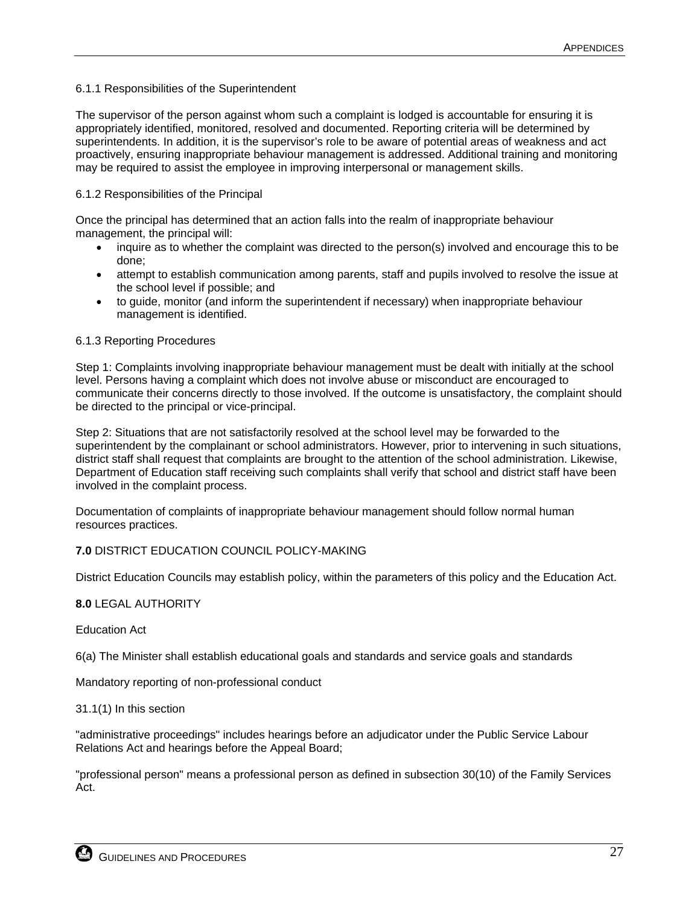6.1.1 Responsibilities of the Superintendent

The supervisor of the person against whom such a complaint is lodged is accountable for ensuring it is appropriately identified, monitored, resolved and documented. Reporting criteria will be determined by superintendents. In addition, it is the supervisor's role to be aware of potential areas of weakness and act proactively, ensuring inappropriate behaviour management is addressed. Additional training and monitoring may be required to assist the employee in improving interpersonal or management skills.

6.1.2 Responsibilities of the Principal

Once the principal has determined that an action falls into the realm of inappropriate behaviour management, the principal will:

- inquire as to whether the complaint was directed to the person(s) involved and encourage this to be done;
- attempt to establish communication among parents, staff and pupils involved to resolve the issue at the school level if possible; and
- to guide, monitor (and inform the superintendent if necessary) when inappropriate behaviour management is identified.

6.1.3 Reporting Procedures

Step 1: Complaints involving inappropriate behaviour management must be dealt with initially at the school level. Persons having a complaint which does not involve abuse or misconduct are encouraged to communicate their concerns directly to those involved. If the outcome is unsatisfactory, the complaint should be directed to the principal or vice-principal.

Step 2: Situations that are not satisfactorily resolved at the school level may be forwarded to the superintendent by the complainant or school administrators. However, prior to intervening in such situations, district staff shall request that complaints are brought to the attention of the school administration. Likewise, Department of Education staff receiving such complaints shall verify that school and district staff have been involved in the complaint process.

Documentation of complaints of inappropriate behaviour management should follow normal human resources practices.

**7.0** DISTRICT EDUCATION COUNCIL POLICY-MAKING

District Education Councils may establish policy, within the parameters of this policy and the Education Act.

**8.0** LEGAL AUTHORITY

Education Act

6(a) The Minister shall establish educational goals and standards and service goals and standards

Mandatory reporting of non-professional conduct

31.1(1) In this section

"administrative proceedings" includes hearings before an adjudicator under the Public Service Labour Relations Act and hearings before the Appeal Board;

"professional person" means a professional person as defined in subsection 30(10) of the Family Services Act.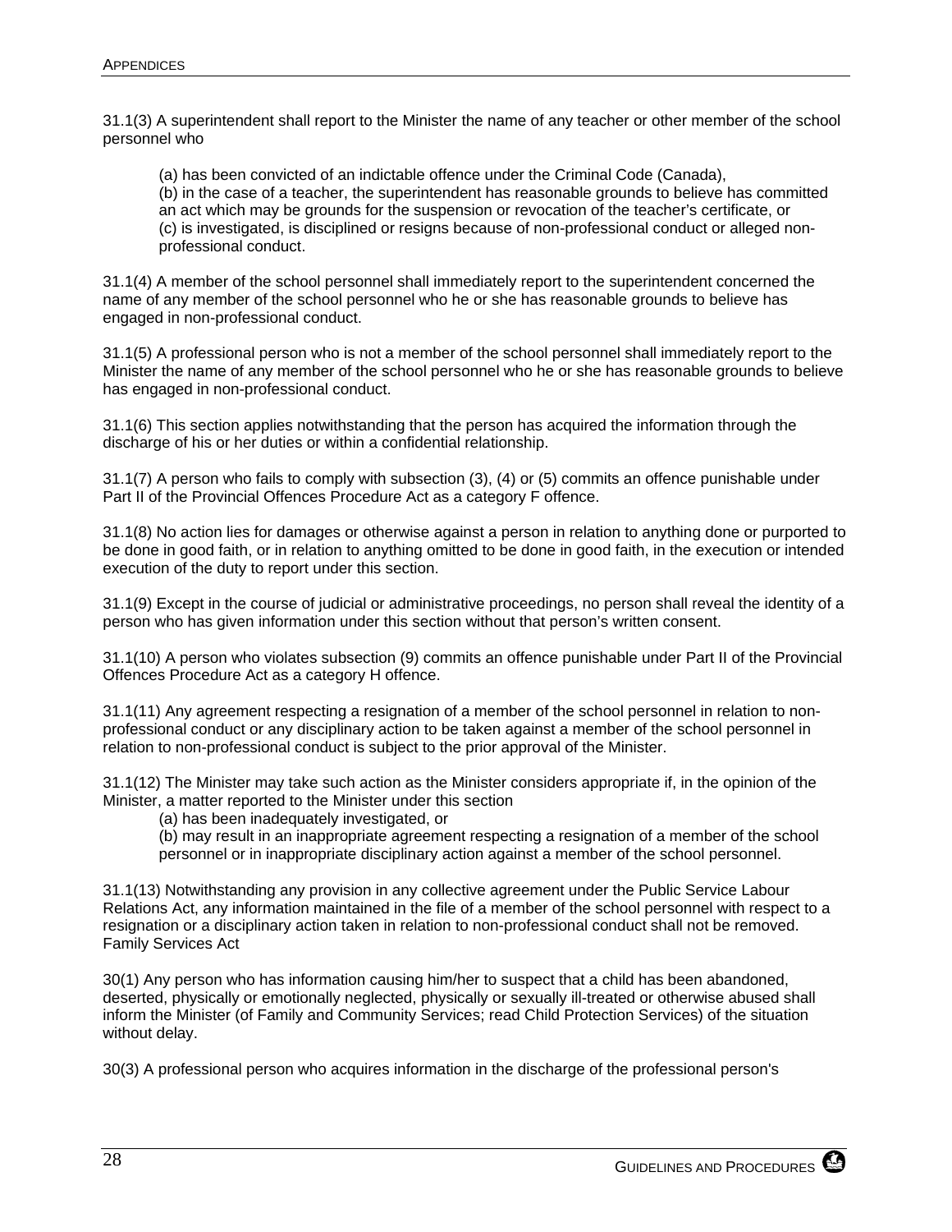31.1(3) A superintendent shall report to the Minister the name of any teacher or other member of the school personnel who

(a) has been convicted of an indictable offence under the Criminal Code (Canada),
(b) in the case of a teacher, the superintendent has reasonable grounds to believe has committed an act which may be grounds for the suspension or revocation of the teacher's certificate, or
(c) is investigated, is disciplined or resigns because of non-professional conduct or alleged non-professional conduct.

31.1(4) A member of the school personnel shall immediately report to the superintendent concerned the name of any member of the school personnel who he or she has reasonable grounds to believe has engaged in non-professional conduct.

31.1(5) A professional person who is not a member of the school personnel shall immediately report to the Minister the name of any member of the school personnel who he or she has reasonable grounds to believe has engaged in non-professional conduct.

31.1(6) This section applies notwithstanding that the person has acquired the information through the discharge of his or her duties or within a confidential relationship.

31.1(7) A person who fails to comply with subsection (3), (4) or (5) commits an offence punishable under Part II of the Provincial Offences Procedure Act as a category F offence.

31.1(8) No action lies for damages or otherwise against a person in relation to anything done or purported to be done in good faith, or in relation to anything omitted to be done in good faith, in the execution or intended execution of the duty to report under this section.

31.1(9) Except in the course of judicial or administrative proceedings, no person shall reveal the identity of a person who has given information under this section without that person's written consent.

31.1(10) A person who violates subsection (9) commits an offence punishable under Part II of the Provincial Offences Procedure Act as a category H offence.

31.1(11) Any agreement respecting a resignation of a member of the school personnel in relation to non-professional conduct or any disciplinary action to be taken against a member of the school personnel in relation to non-professional conduct is subject to the prior approval of the Minister.

31.1(12) The Minister may take such action as the Minister considers appropriate if, in the opinion of the Minister, a matter reported to the Minister under this section

(a) has been inadequately investigated, or
(b) may result in an inappropriate agreement respecting a resignation of a member of the school personnel or in inappropriate disciplinary action against a member of the school personnel.

31.1(13) Notwithstanding any provision in any collective agreement under the Public Service Labour Relations Act, any information maintained in the file of a member of the school personnel with respect to a resignation or a disciplinary action taken in relation to non-professional conduct shall not be removed.

Family Services Act

30(1) Any person who has information causing him/her to suspect that a child has been abandoned, deserted, physically or emotionally neglected, physically or sexually ill-treated or otherwise abused shall inform the Minister (of Family and Community Services; read Child Protection Services) of the situation without delay.

30(3) A professional person who acquires information in the discharge of the professional person's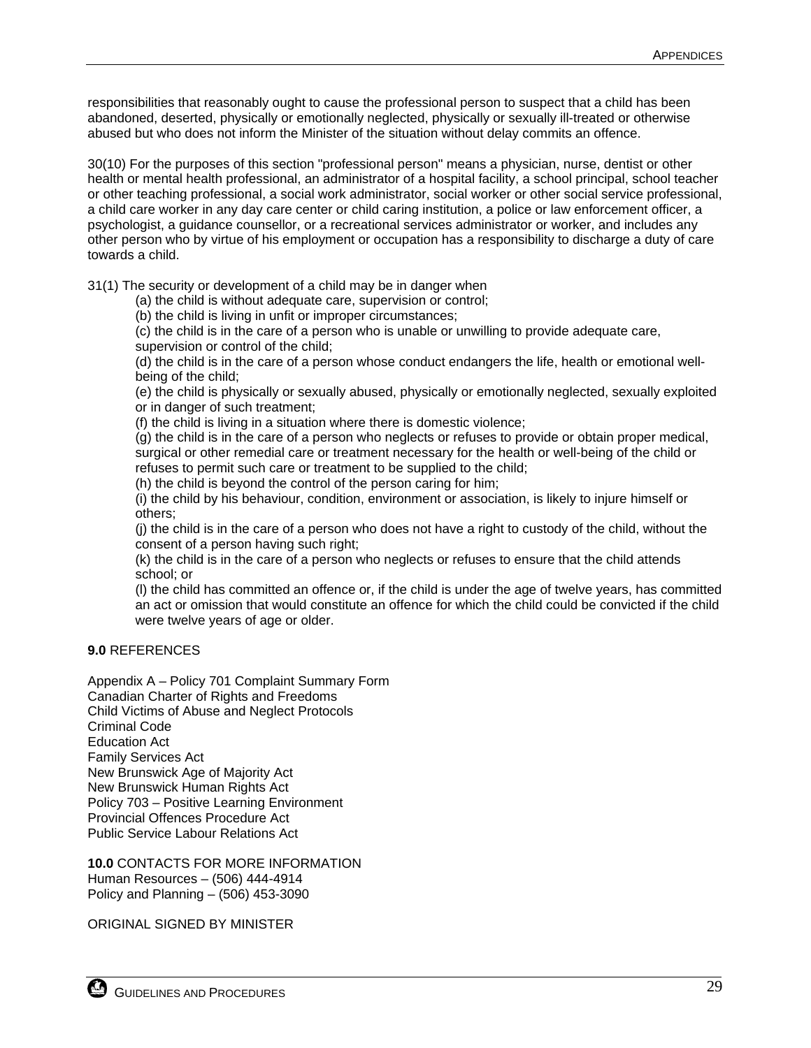responsibilities that reasonably ought to cause the professional person to suspect that a child has been abandoned, deserted, physically or emotionally neglected, physically or sexually ill-treated or otherwise abused but who does not inform the Minister of the situation without delay commits an offence.

30(10) For the purposes of this section "professional person" means a physician, nurse, dentist or other health or mental health professional, an administrator of a hospital facility, a school principal, school teacher or other teaching professional, a social work administrator, social worker or other social service professional, a child care worker in any day care center or child caring institution, a police or law enforcement officer, a psychologist, a guidance counsellor, or a recreational services administrator or worker, and includes any other person who by virtue of his employment or occupation has a responsibility to discharge a duty of care towards a child.

31(1) The security or development of a child may be in danger when

(a) the child is without adequate care, supervision or control;

(b) the child is living in unfit or improper circumstances;

(c) the child is in the care of a person who is unable or unwilling to provide adequate care, supervision or control of the child;

(d) the child is in the care of a person whose conduct endangers the life, health or emotional well-being of the child;

(e) the child is physically or sexually abused, physically or emotionally neglected, sexually exploited or in danger of such treatment;

(f) the child is living in a situation where there is domestic violence;

(g) the child is in the care of a person who neglects or refuses to provide or obtain proper medical, surgical or other remedial care or treatment necessary for the health or well-being of the child or refuses to permit such care or treatment to be supplied to the child;

(h) the child is beyond the control of the person caring for him;

(i) the child by his behaviour, condition, environment or association, is likely to injure himself or others;

(j) the child is in the care of a person who does not have a right to custody of the child, without the consent of a person having such right;

(k) the child is in the care of a person who neglects or refuses to ensure that the child attends school; or

(l) the child has committed an offence or, if the child is under the age of twelve years, has committed an act or omission that would constitute an offence for which the child could be convicted if the child were twelve years of age or older.

**9.0** REFERENCES

Appendix A – Policy 701 Complaint Summary Form
Canadian Charter of Rights and Freedoms
Child Victims of Abuse and Neglect Protocols
Criminal Code
Education Act
Family Services Act
New Brunswick Age of Majority Act
New Brunswick Human Rights Act
Policy 703 – Positive Learning Environment
Provincial Offences Procedure Act
Public Service Labour Relations Act

**10.0** CONTACTS FOR MORE INFORMATION
Human Resources – (506) 444-4914
Policy and Planning – (506) 453-3090

ORIGINAL SIGNED BY MINISTER